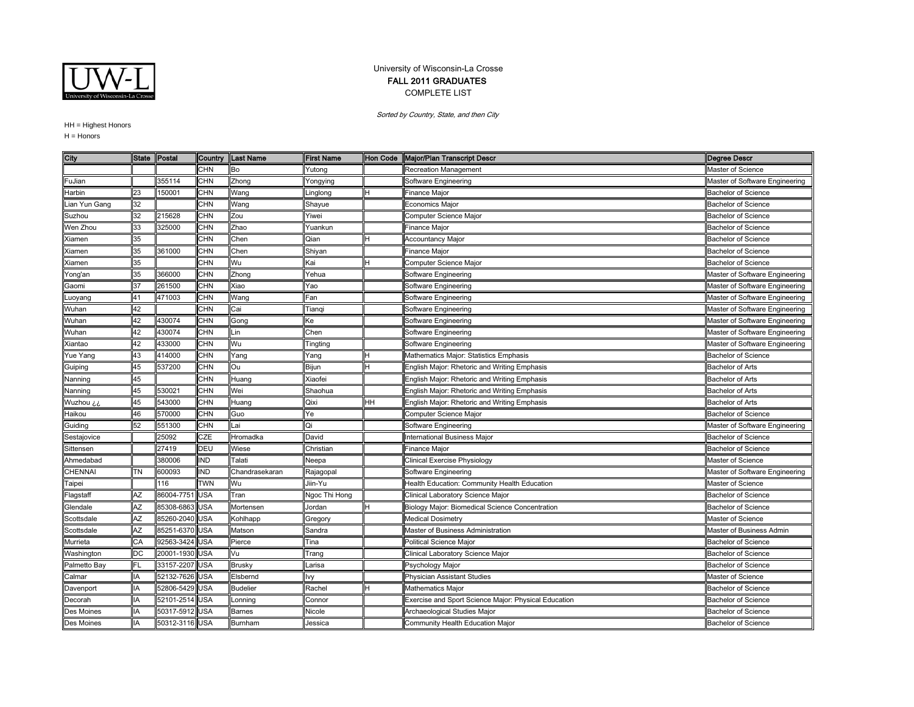University of Wisconsin-La Crosse

**FALL 2011 GRADUATES**

COMPLETE LIST

*Sorted by Country, State, and then City*

HH = Highest Honors

H = Honors

| City | State | Postal | Country | Last Name | First Name | Hon Code | Major/Plan Transcript Descr | Degree Descr |
|---|---|---|---|---|---|---|---|---|
| | | | CHN | Bo | Yutong | | Recreation Management | Master of Science |
| FuJian | | 355114 | CHN | Zhong | Yongying | | Software Engineering | Master of Software Engineering |
| Harbin | 23 | 150001 | CHN | Wang | Linglong | H | Finance Major | Bachelor of Science |
| Lian Yun Gang | 32 | | CHN | Wang | Shayue | | Economics Major | Bachelor of Science |
| Suzhou | 32 | 215628 | CHN | Zou | Yiwei | | Computer Science Major | Bachelor of Science |
| Wen Zhou | 33 | 325000 | CHN | Zhao | Yuankun | | Finance Major | Bachelor of Science |
| Xiamen | 35 | | CHN | Chen | Qian | H | Accountancy Major | Bachelor of Science |
| Xiamen | 35 | 361000 | CHN | Chen | Shiyan | | Finance Major | Bachelor of Science |
| Xiamen | 35 | | CHN | Wu | Kai | H | Computer Science Major | Bachelor of Science |
| Yong'an | 35 | 366000 | CHN | Zhong | Yehua | | Software Engineering | Master of Software Engineering |
| Gaomi | 37 | 261500 | CHN | Xiao | Yao | | Software Engineering | Master of Software Engineering |
| Luoyang | 41 | 471003 | CHN | Wang | Fan | | Software Engineering | Master of Software Engineering |
| Wuhan | 42 | | CHN | Cai | Tianqi | | Software Engineering | Master of Software Engineering |
| Wuhan | 42 | 430074 | CHN | Gong | Ke | | Software Engineering | Master of Software Engineering |
| Wuhan | 42 | 430074 | CHN | Lin | Chen | | Software Engineering | Master of Software Engineering |
| Xiantao | 42 | 433000 | CHN | Wu | Tingting | | Software Engineering | Master of Software Engineering |
| Yue Yang | 43 | 414000 | CHN | Yang | Yang | H | Mathematics Major: Statistics Emphasis | Bachelor of Science |
| Guiping | 45 | 537200 | CHN | Ou | Bijun | H | English Major: Rhetoric and Writing Emphasis | Bachelor of Arts |
| Nanning | 45 | | CHN | Huang | Xiaofei | | English Major: Rhetoric and Writing Emphasis | Bachelor of Arts |
| Nanning | 45 | 530021 | CHN | Wei | Shaohua | | English Major: Rhetoric and Writing Emphasis | Bachelor of Arts |
| Wuzhou ¿¿ | 45 | 543000 | CHN | Huang | Qixi | HH | English Major: Rhetoric and Writing Emphasis | Bachelor of Arts |
| Haikou | 46 | 570000 | CHN | Guo | Ye | | Computer Science Major | Bachelor of Science |
| Guiding | 52 | 551300 | CHN | Lai | Qi | | Software Engineering | Master of Software Engineering |
| Sestajovice | | 25092 | CZE | Hromadka | David | | International Business Major | Bachelor of Science |
| Sittensen | | 27419 | DEU | Wiese | Christian | | Finance Major | Bachelor of Science |
| Ahmedabad | | 380006 | IND | Talati | Neepa | | Clinical Exercise Physiology | Master of Science |
| CHENNAI | TN | 600093 | IND | Chandrasekaran | Rajagopal | | Software Engineering | Master of Software Engineering |
| Taipei | | 116 | TWN | Wu | Jiin-Yu | | Health Education: Community Health Education | Master of Science |
| Flagstaff | AZ | 86004-7751 | USA | Tran | Ngoc Thi Hong | | Clinical Laboratory Science Major | Bachelor of Science |
| Glendale | AZ | 85308-6863 | USA | Mortensen | Jordan | H | Biology Major: Biomedical Science Concentration | Bachelor of Science |
| Scottsdale | AZ | 85260-2040 | USA | Kohlhapp | Gregory | | Medical Dosimetry | Master of Science |
| Scottsdale | AZ | 85251-6370 | USA | Matson | Sandra | | Master of Business Administration | Master of Business Admin |
| Murrieta | CA | 92563-3424 | USA | Pierce | Tina | | Political Science Major | Bachelor of Science |
| Washington | DC | 20001-1930 | USA | Vu | Trang | | Clinical Laboratory Science Major | Bachelor of Science |
| Palmetto Bay | FL | 33157-2207 | USA | Brusky | Larisa | | Psychology Major | Bachelor of Science |
| Calmar | IA | 52132-7626 | USA | Elsbernd | Ivy | | Physician Assistant Studies | Master of Science |
| Davenport | IA | 52806-5429 | USA | Budelier | Rachel | H | Mathematics Major | Bachelor of Science |
| Decorah | IA | 52101-2514 | USA | Lonning | Connor | | Exercise and Sport Science Major: Physical Education | Bachelor of Science |
| Des Moines | IA | 50317-5912 | USA | Barnes | Nicole | | Archaeological Studies Major | Bachelor of Science |
| Des Moines | IA | 50312-3116 | USA | Burnham | Jessica | | Community Health Education Major | Bachelor of Science |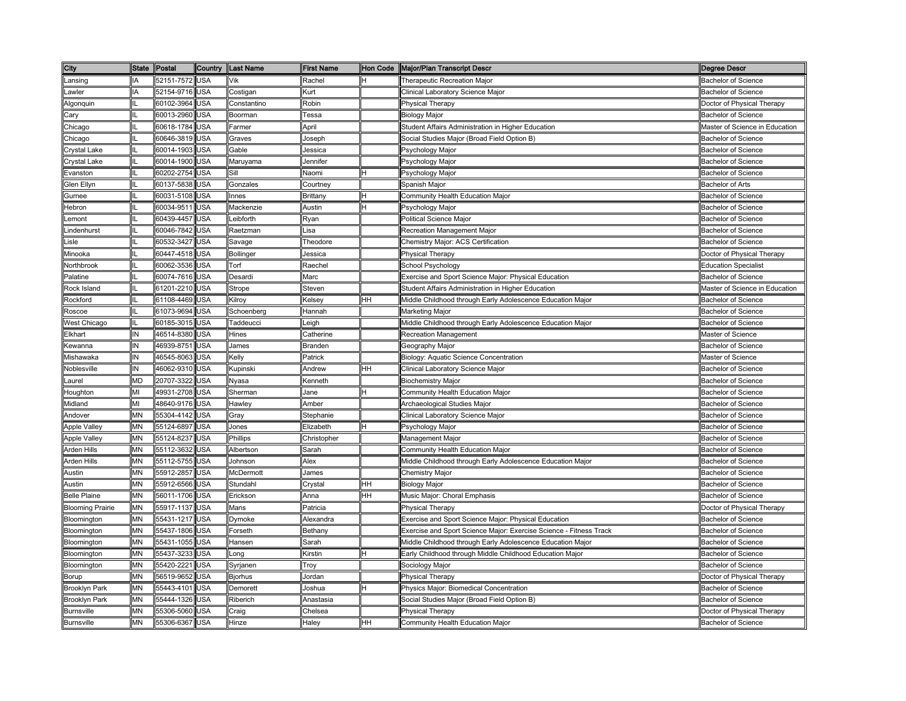| City | State | Postal | Country | Last Name | First Name | Hon Code | Major/Plan Transcript Descr | Degree Descr |
|---|---|---|---|---|---|---|---|---|
| Lansing | IA | 52151-7572 | USA | Vik | Rachel | H | Therapeutic Recreation Major | Bachelor of Science |
| Lawler | IA | 52154-9716 | USA | Costigan | Kurt | | Clinical Laboratory Science Major | Bachelor of Science |
| Algonquin | IL | 60102-3964 | USA | Constantino | Robin | | Physical Therapy | Doctor of Physical Therapy |
| Cary | IL | 60013-2960 | USA | Boorman | Tessa | | Biology Major | Bachelor of Science |
| Chicago | IL | 60618-1784 | USA | Farmer | April | | Student Affairs Administration in Higher Education | Master of Science in Education |
| Chicago | IL | 60646-3819 | USA | Graves | Joseph | | Social Studies Major (Broad Field Option B) | Bachelor of Science |
| Crystal Lake | IL | 60014-1903 | USA | Gable | Jessica | | Psychology Major | Bachelor of Science |
| Crystal Lake | IL | 60014-1900 | USA | Maruyama | Jennifer | | Psychology Major | Bachelor of Science |
| Evanston | IL | 60202-2754 | USA | Sill | Naomi | H | Psychology Major | Bachelor of Science |
| Glen Ellyn | IL | 60137-5838 | USA | Gonzales | Courtney | | Spanish Major | Bachelor of Arts |
| Gurnee | IL | 60031-5108 | USA | Innes | Brittany | H | Community Health Education Major | Bachelor of Science |
| Hebron | IL | 60034-9511 | USA | Mackenzie | Austin | H | Psychology Major | Bachelor of Science |
| Lemont | IL | 60439-4457 | USA | Leibforth | Ryan | | Political Science Major | Bachelor of Science |
| Lindenhurst | IL | 60046-7842 | USA | Raetzman | Lisa | | Recreation Management Major | Bachelor of Science |
| Lisle | IL | 60532-3427 | USA | Savage | Theodore | | Chemistry Major: ACS Certification | Bachelor of Science |
| Minooka | IL | 60447-4518 | USA | Bollinger | Jessica | | Physical Therapy | Doctor of Physical Therapy |
| Northbrook | IL | 60062-3536 | USA | Torf | Raechel | | School Psychology | Education Specialist |
| Palatine | IL | 60074-7616 | USA | Desardi | Marc | | Exercise and Sport Science Major: Physical Education | Bachelor of Science |
| Rock Island | IL | 61201-2210 | USA | Strope | Steven | | Student Affairs Administration in Higher Education | Master of Science in Education |
| Rockford | IL | 61108-4469 | USA | Kilroy | Kelsey | HH | Middle Childhood through Early Adolescence Education Major | Bachelor of Science |
| Roscoe | IL | 61073-9694 | USA | Schoenberg | Hannah | | Marketing Major | Bachelor of Science |
| West Chicago | IL | 60185-3015 | USA | Taddeucci | Leigh | | Middle Childhood through Early Adolescence Education Major | Bachelor of Science |
| Elkhart | IN | 46514-8380 | USA | Hines | Catherine | | Recreation Management | Master of Science |
| Kewanna | IN | 46939-8751 | USA | James | Branden | | Geography Major | Bachelor of Science |
| Mishawaka | IN | 46545-8063 | USA | Kelly | Patrick | | Biology: Aquatic Science Concentration | Master of Science |
| Noblesville | IN | 46062-9310 | USA | Kupinski | Andrew | HH | Clinical Laboratory Science Major | Bachelor of Science |
| Laurel | MD | 20707-3322 | USA | Nyasa | Kenneth | | Biochemistry Major | Bachelor of Science |
| Houghton | MI | 49931-2708 | USA | Sherman | Jane | H | Community Health Education Major | Bachelor of Science |
| Midland | MI | 48640-9176 | USA | Hawley | Amber | | Archaeological Studies Major | Bachelor of Science |
| Andover | MN | 55304-4142 | USA | Gray | Stephanie | | Clinical Laboratory Science Major | Bachelor of Science |
| Apple Valley | MN | 55124-6897 | USA | Jones | Elizabeth | H | Psychology Major | Bachelor of Science |
| Apple Valley | MN | 55124-8237 | USA | Phillips | Christopher | | Management Major | Bachelor of Science |
| Arden Hills | MN | 55112-3632 | USA | Albertson | Sarah | | Community Health Education Major | Bachelor of Science |
| Arden Hills | MN | 55112-5755 | USA | Johnson | Alex | | Middle Childhood through Early Adolescence Education Major | Bachelor of Science |
| Austin | MN | 55912-2857 | USA | McDermott | James | | Chemistry Major | Bachelor of Science |
| Austin | MN | 55912-6566 | USA | Stundahl | Crystal | HH | Biology Major | Bachelor of Science |
| Belle Plaine | MN | 56011-1706 | USA | Erickson | Anna | HH | Music Major: Choral Emphasis | Bachelor of Science |
| Blooming Prairie | MN | 55917-1137 | USA | Mans | Patricia | | Physical Therapy | Doctor of Physical Therapy |
| Bloomington | MN | 55431-1217 | USA | Dymoke | Alexandra | | Exercise and Sport Science Major: Physical Education | Bachelor of Science |
| Bloomington | MN | 55437-1806 | USA | Forseth | Bethany | | Exercise and Sport Science Major: Exercise Science - Fitness Track | Bachelor of Science |
| Bloomington | MN | 55431-1055 | USA | Hansen | Sarah | | Middle Childhood through Early Adolescence Education Major | Bachelor of Science |
| Bloomington | MN | 55437-3233 | USA | Long | Kirstin | H | Early Childhood through Middle Childhood Education Major | Bachelor of Science |
| Bloomington | MN | 55420-2221 | USA | Syrjanen | Troy | | Sociology Major | Bachelor of Science |
| Borup | MN | 56519-9652 | USA | Bjorhus | Jordan | | Physical Therapy | Doctor of Physical Therapy |
| Brooklyn Park | MN | 55443-4101 | USA | Demorett | Joshua | H | Physics Major: Biomedical Concentration | Bachelor of Science |
| Brooklyn Park | MN | 55444-1326 | USA | Riberich | Anastasia | | Social Studies Major (Broad Field Option B) | Bachelor of Science |
| Burnsville | MN | 55306-5060 | USA | Craig | Chelsea | | Physical Therapy | Doctor of Physical Therapy |
| Burnsville | MN | 55306-6367 | USA | Hinze | Haley | HH | Community Health Education Major | Bachelor of Science |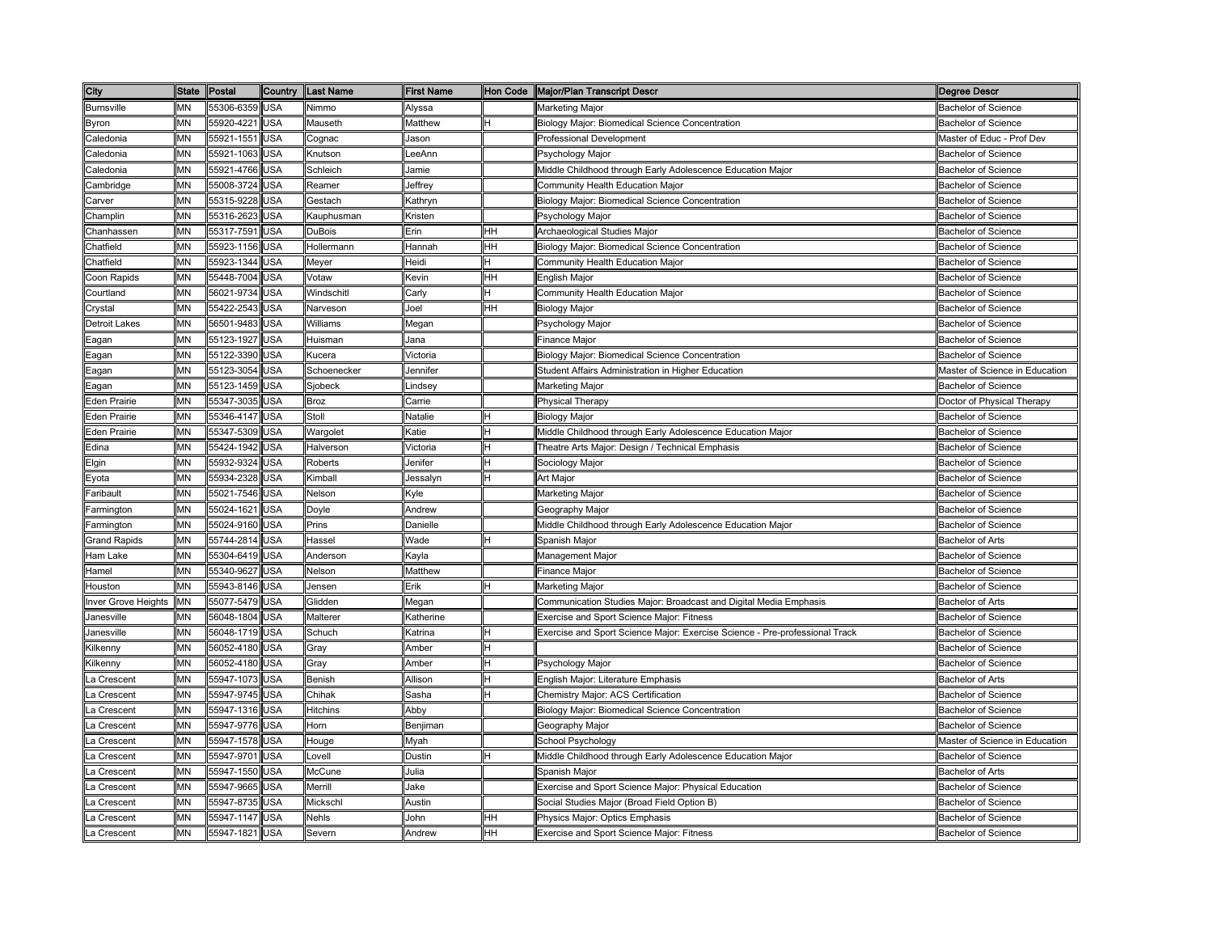| City | State | Postal | Country | Last Name | First Name | Hon Code | Major/Plan Transcript Descr | Degree Descr |
|---|---|---|---|---|---|---|---|---|
| Burnsville | MN | 55306-6359 | USA | Nimmo | Alyssa | | Marketing Major | Bachelor of Science |
| Byron | MN | 55920-4221 | USA | Mauseth | Matthew | H | Biology Major: Biomedical Science Concentration | Bachelor of Science |
| Caledonia | MN | 55921-1551 | USA | Cognac | Jason | | Professional Development | Master of Educ - Prof Dev |
| Caledonia | MN | 55921-1063 | USA | Knutson | LeeAnn | | Psychology Major | Bachelor of Science |
| Caledonia | MN | 55921-4766 | USA | Schleich | Jamie | | Middle Childhood through Early Adolescence Education Major | Bachelor of Science |
| Cambridge | MN | 55008-3724 | USA | Reamer | Jeffrey | | Community Health Education Major | Bachelor of Science |
| Carver | MN | 55315-9228 | USA | Gestach | Kathryn | | Biology Major: Biomedical Science Concentration | Bachelor of Science |
| Champlin | MN | 55316-2623 | USA | Kauphusman | Kristen | | Psychology Major | Bachelor of Science |
| Chanhassen | MN | 55317-7591 | USA | DuBois | Erin | HH | Archaeological Studies Major | Bachelor of Science |
| Chatfield | MN | 55923-1156 | USA | Hollermann | Hannah | HH | Biology Major: Biomedical Science Concentration | Bachelor of Science |
| Chatfield | MN | 55923-1344 | USA | Meyer | Heidi | H | Community Health Education Major | Bachelor of Science |
| Coon Rapids | MN | 55448-7004 | USA | Votaw | Kevin | HH | English Major | Bachelor of Science |
| Courtland | MN | 56021-9734 | USA | Windschitl | Carly | H | Community Health Education Major | Bachelor of Science |
| Crystal | MN | 55422-2543 | USA | Narveson | Joel | HH | Biology Major | Bachelor of Science |
| Detroit Lakes | MN | 56501-9483 | USA | Williams | Megan | | Psychology Major | Bachelor of Science |
| Eagan | MN | 55123-1927 | USA | Huisman | Jana | | Finance Major | Bachelor of Science |
| Eagan | MN | 55122-3390 | USA | Kucera | Victoria | | Biology Major: Biomedical Science Concentration | Bachelor of Science |
| Eagan | MN | 55123-3054 | USA | Schoenecker | Jennifer | | Student Affairs Administration in Higher Education | Master of Science in Education |
| Eagan | MN | 55123-1459 | USA | Sjobeck | Lindsey | | Marketing Major | Bachelor of Science |
| Eden Prairie | MN | 55347-3035 | USA | Broz | Carrie | | Physical Therapy | Doctor of Physical Therapy |
| Eden Prairie | MN | 55346-4147 | USA | Stoll | Natalie | H | Biology Major | Bachelor of Science |
| Eden Prairie | MN | 55347-5309 | USA | Wargolet | Katie | H | Middle Childhood through Early Adolescence Education Major | Bachelor of Science |
| Edina | MN | 55424-1942 | USA | Halverson | Victoria | H | Theatre Arts Major: Design / Technical Emphasis | Bachelor of Science |
| Elgin | MN | 55932-9324 | USA | Roberts | Jenifer | H | Sociology Major | Bachelor of Science |
| Eyota | MN | 55934-2328 | USA | Kimball | Jessalyn | H | Art Major | Bachelor of Science |
| Faribault | MN | 55021-7546 | USA | Nelson | Kyle | | Marketing Major | Bachelor of Science |
| Farmington | MN | 55024-1621 | USA | Doyle | Andrew | | Geography Major | Bachelor of Science |
| Farmington | MN | 55024-9160 | USA | Prins | Danielle | | Middle Childhood through Early Adolescence Education Major | Bachelor of Science |
| Grand Rapids | MN | 55744-2814 | USA | Hassel | Wade | H | Spanish Major | Bachelor of Arts |
| Ham Lake | MN | 55304-6419 | USA | Anderson | Kayla | | Management Major | Bachelor of Science |
| Hamel | MN | 55340-9627 | USA | Nelson | Matthew | | Finance Major | Bachelor of Science |
| Houston | MN | 55943-8146 | USA | Jensen | Erik | H | Marketing Major | Bachelor of Science |
| Inver Grove Heights | MN | 55077-5479 | USA | Glidden | Megan | | Communication Studies Major: Broadcast and Digital Media Emphasis | Bachelor of Arts |
| Janesville | MN | 56048-1804 | USA | Malterer | Katherine | | Exercise and Sport Science Major: Fitness | Bachelor of Science |
| Janesville | MN | 56048-1719 | USA | Schuch | Katrina | H | Exercise and Sport Science Major: Exercise Science - Pre-professional Track | Bachelor of Science |
| Kilkenny | MN | 56052-4180 | USA | Gray | Amber | H | | Bachelor of Science |
| Kilkenny | MN | 56052-4180 | USA | Gray | Amber | H | Psychology Major | Bachelor of Science |
| La Crescent | MN | 55947-1073 | USA | Benish | Allison | H | English Major: Literature Emphasis | Bachelor of Arts |
| La Crescent | MN | 55947-9745 | USA | Chihak | Sasha | H | Chemistry Major: ACS Certification | Bachelor of Science |
| La Crescent | MN | 55947-1316 | USA | Hitchins | Abby | | Biology Major: Biomedical Science Concentration | Bachelor of Science |
| La Crescent | MN | 55947-9776 | USA | Horn | Benjiman | | Geography Major | Bachelor of Science |
| La Crescent | MN | 55947-1578 | USA | Houge | Myah | | School Psychology | Master of Science in Education |
| La Crescent | MN | 55947-9701 | USA | Lovell | Dustin | H | Middle Childhood through Early Adolescence Education Major | Bachelor of Science |
| La Crescent | MN | 55947-1550 | USA | McCune | Julia | | Spanish Major | Bachelor of Arts |
| La Crescent | MN | 55947-9665 | USA | Merrill | Jake | | Exercise and Sport Science Major: Physical Education | Bachelor of Science |
| La Crescent | MN | 55947-8735 | USA | Mickschl | Austin | | Social Studies Major (Broad Field Option B) | Bachelor of Science |
| La Crescent | MN | 55947-1147 | USA | Nehls | John | HH | Physics Major: Optics Emphasis | Bachelor of Science |
| La Crescent | MN | 55947-1821 | USA | Severn | Andrew | HH | Exercise and Sport Science Major: Fitness | Bachelor of Science |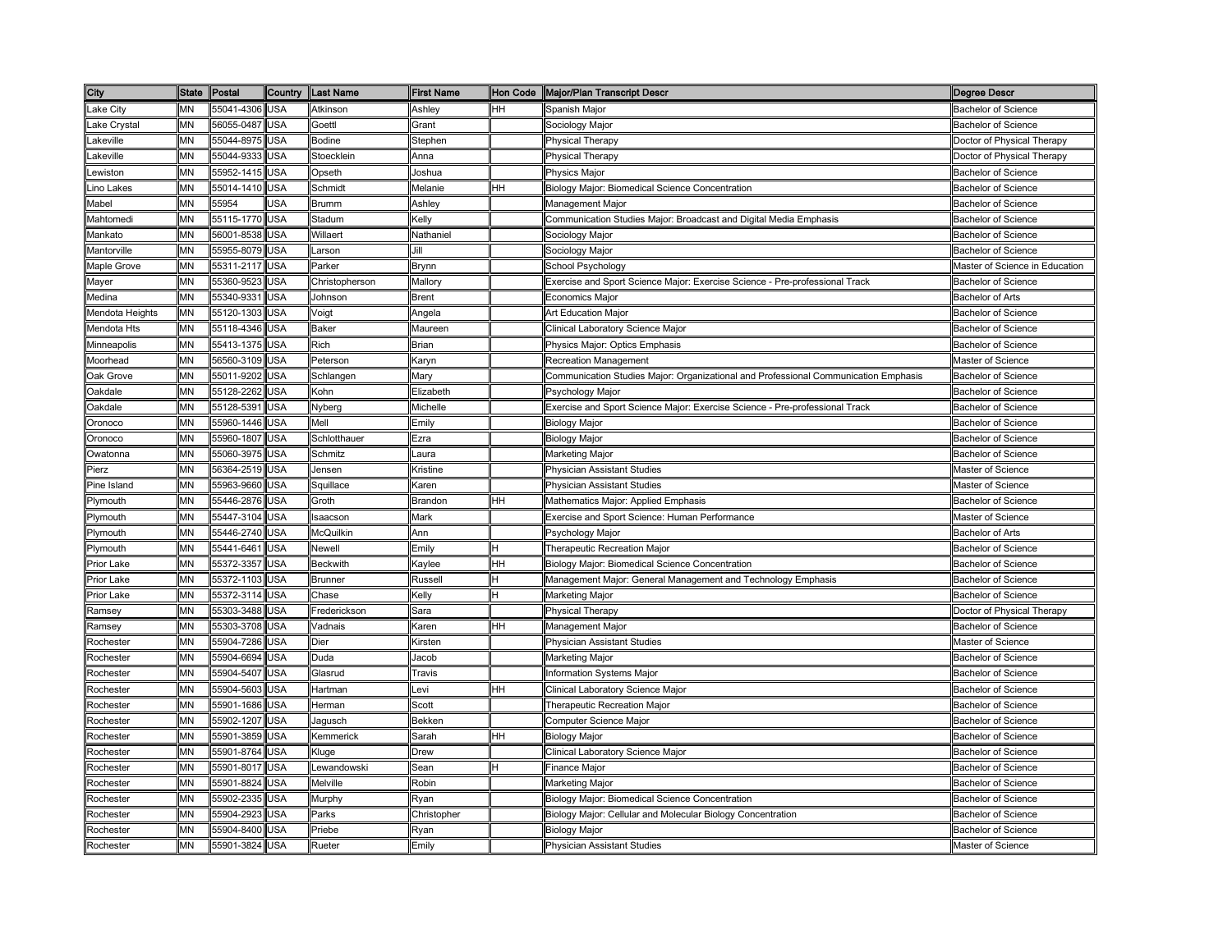| City | State | Postal | Country | Last Name | First Name | Hon Code | Major/Plan Transcript Descr | Degree Descr |
|---|---|---|---|---|---|---|---|---|
| Lake City | MN | 55041-4306 | USA | Atkinson | Ashley | HH | Spanish Major | Bachelor of Science |
| Lake Crystal | MN | 56055-0487 | USA | Goettl | Grant | | Sociology Major | Bachelor of Science |
| Lakeville | MN | 55044-8975 | USA | Bodine | Stephen | | Physical Therapy | Doctor of Physical Therapy |
| Lakeville | MN | 55044-9333 | USA | Stoecklein | Anna | | Physical Therapy | Doctor of Physical Therapy |
| Lewiston | MN | 55952-1415 | USA | Opseth | Joshua | | Physics Major | Bachelor of Science |
| Lino Lakes | MN | 55014-1410 | USA | Schmidt | Melanie | HH | Biology Major: Biomedical Science Concentration | Bachelor of Science |
| Mabel | MN | 55954 | USA | Brumm | Ashley | | Management Major | Bachelor of Science |
| Mahtomedi | MN | 55115-1770 | USA | Stadum | Kelly | | Communication Studies Major: Broadcast and Digital Media Emphasis | Bachelor of Science |
| Mankato | MN | 56001-8538 | USA | Willaert | Nathaniel | | Sociology Major | Bachelor of Science |
| Mantorville | MN | 55955-8079 | USA | Larson | Jill | | Sociology Major | Bachelor of Science |
| Maple Grove | MN | 55311-2117 | USA | Parker | Brynn | | School Psychology | Master of Science in Education |
| Mayer | MN | 55360-9523 | USA | Christopherson | Mallory | | Exercise and Sport Science Major: Exercise Science - Pre-professional Track | Bachelor of Science |
| Medina | MN | 55340-9331 | USA | Johnson | Brent | | Economics Major | Bachelor of Arts |
| Mendota Heights | MN | 55120-1303 | USA | Voigt | Angela | | Art Education Major | Bachelor of Science |
| Mendota Hts | MN | 55118-4346 | USA | Baker | Maureen | | Clinical Laboratory Science Major | Bachelor of Science |
| Minneapolis | MN | 55413-1375 | USA | Rich | Brian | | Physics Major: Optics Emphasis | Bachelor of Science |
| Moorhead | MN | 56560-3109 | USA | Peterson | Karyn | | Recreation Management | Master of Science |
| Oak Grove | MN | 55011-9202 | USA | Schlangen | Mary | | Communication Studies Major: Organizational and Professional Communication Emphasis | Bachelor of Science |
| Oakdale | MN | 55128-2262 | USA | Kohn | Elizabeth | | Psychology Major | Bachelor of Science |
| Oakdale | MN | 55128-5391 | USA | Nyberg | Michelle | | Exercise and Sport Science Major: Exercise Science - Pre-professional Track | Bachelor of Science |
| Oronoco | MN | 55960-1446 | USA | Mell | Emily | | Biology Major | Bachelor of Science |
| Oronoco | MN | 55960-1807 | USA | Schlotthauer | Ezra | | Biology Major | Bachelor of Science |
| Owatonna | MN | 55060-3975 | USA | Schmitz | Laura | | Marketing Major | Bachelor of Science |
| Pierz | MN | 56364-2519 | USA | Jensen | Kristine | | Physician Assistant Studies | Master of Science |
| Pine Island | MN | 55963-9660 | USA | Squillace | Karen | | Physician Assistant Studies | Master of Science |
| Plymouth | MN | 55446-2876 | USA | Groth | Brandon | HH | Mathematics Major: Applied Emphasis | Bachelor of Science |
| Plymouth | MN | 55447-3104 | USA | Isaacson | Mark | | Exercise and Sport Science: Human Performance | Master of Science |
| Plymouth | MN | 55446-2740 | USA | McQuilkin | Ann | | Psychology Major | Bachelor of Arts |
| Plymouth | MN | 55441-6461 | USA | Newell | Emily | H | Therapeutic Recreation Major | Bachelor of Science |
| Prior Lake | MN | 55372-3357 | USA | Beckwith | Kaylee | HH | Biology Major: Biomedical Science Concentration | Bachelor of Science |
| Prior Lake | MN | 55372-1103 | USA | Brunner | Russell | H | Management Major: General Management and Technology Emphasis | Bachelor of Science |
| Prior Lake | MN | 55372-3114 | USA | Chase | Kelly | H | Marketing Major | Bachelor of Science |
| Ramsey | MN | 55303-3488 | USA | Frederickson | Sara | | Physical Therapy | Doctor of Physical Therapy |
| Ramsey | MN | 55303-3708 | USA | Vadnais | Karen | HH | Management Major | Bachelor of Science |
| Rochester | MN | 55904-7286 | USA | Dier | Kirsten | | Physician Assistant Studies | Master of Science |
| Rochester | MN | 55904-6694 | USA | Duda | Jacob | | Marketing Major | Bachelor of Science |
| Rochester | MN | 55904-5407 | USA | Glasrud | Travis | | Information Systems Major | Bachelor of Science |
| Rochester | MN | 55904-5603 | USA | Hartman | Levi | HH | Clinical Laboratory Science Major | Bachelor of Science |
| Rochester | MN | 55901-1686 | USA | Herman | Scott | | Therapeutic Recreation Major | Bachelor of Science |
| Rochester | MN | 55902-1207 | USA | Jagusch | Bekken | | Computer Science Major | Bachelor of Science |
| Rochester | MN | 55901-3859 | USA | Kemmerick | Sarah | HH | Biology Major | Bachelor of Science |
| Rochester | MN | 55901-8764 | USA | Kluge | Drew | | Clinical Laboratory Science Major | Bachelor of Science |
| Rochester | MN | 55901-8017 | USA | Lewandowski | Sean | H | Finance Major | Bachelor of Science |
| Rochester | MN | 55901-8824 | USA | Melville | Robin | | Marketing Major | Bachelor of Science |
| Rochester | MN | 55902-2335 | USA | Murphy | Ryan | | Biology Major: Biomedical Science Concentration | Bachelor of Science |
| Rochester | MN | 55904-2923 | USA | Parks | Christopher | | Biology Major: Cellular and Molecular Biology Concentration | Bachelor of Science |
| Rochester | MN | 55904-8400 | USA | Priebe | Ryan | | Biology Major | Bachelor of Science |
| Rochester | MN | 55901-3824 | USA | Rueter | Emily | | Physician Assistant Studies | Master of Science |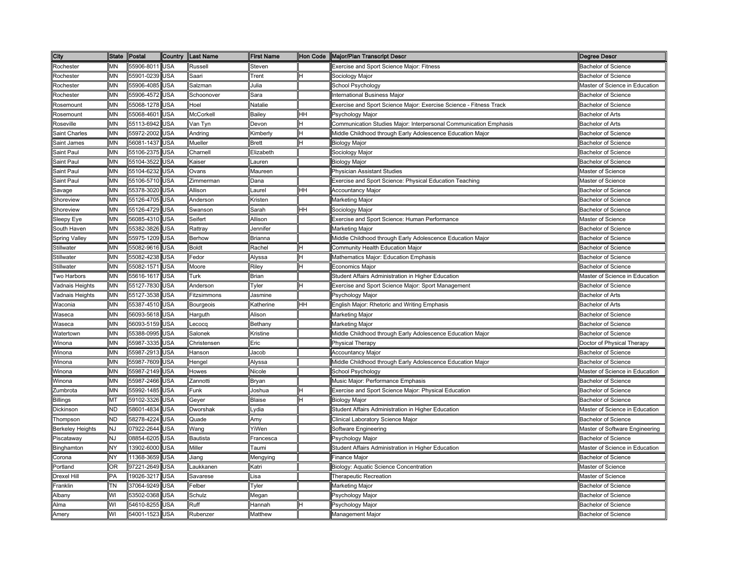| City | State | Postal | Country | Last Name | First Name | Hon Code | Major/Plan Transcript Descr | Degree Descr |
|---|---|---|---|---|---|---|---|---|
| Rochester | MN | 55906-8011 | USA | Russell | Steven | | Exercise and Sport Science Major: Fitness | Bachelor of Science |
| Rochester | MN | 55901-0239 | USA | Saari | Trent | H | Sociology Major | Bachelor of Science |
| Rochester | MN | 55906-4085 | USA | Salzman | Julia | | School Psychology | Master of Science in Education |
| Rochester | MN | 55906-4572 | USA | Schoonover | Sara | | International Business Major | Bachelor of Science |
| Rosemount | MN | 55068-1278 | USA | Hoel | Natalie | | Exercise and Sport Science Major: Exercise Science - Fitness Track | Bachelor of Science |
| Rosemount | MN | 55068-4601 | USA | McCorkell | Bailey | HH | Psychology Major | Bachelor of Arts |
| Roseville | MN | 55113-6942 | USA | Van Tyn | Devon | H | Communication Studies Major: Interpersonal Communication Emphasis | Bachelor of Arts |
| Saint Charles | MN | 55972-2002 | USA | Andring | Kimberly | H | Middle Childhood through Early Adolescence Education Major | Bachelor of Science |
| Saint James | MN | 56081-1437 | USA | Mueller | Brett | H | Biology Major | Bachelor of Science |
| Saint Paul | MN | 55106-2375 | USA | Charnell | Elizabeth | | Sociology Major | Bachelor of Science |
| Saint Paul | MN | 55104-3522 | USA | Kaiser | Lauren | | Biology Major | Bachelor of Science |
| Saint Paul | MN | 55104-6232 | USA | Ovans | Maureen | | Physician Assistant Studies | Master of Science |
| Saint Paul | MN | 55106-5710 | USA | Zimmerman | Dana | | Exercise and Sport Science: Physical Education Teaching | Master of Science |
| Savage | MN | 55378-3020 | USA | Allison | Laurel | HH | Accountancy Major | Bachelor of Science |
| Shoreview | MN | 55126-4705 | USA | Anderson | Kristen | | Marketing Major | Bachelor of Science |
| Shoreview | MN | 55126-4729 | USA | Swanson | Sarah | HH | Sociology Major | Bachelor of Science |
| Sleepy Eye | MN | 56085-4310 | USA | Seifert | Allison | | Exercise and Sport Science: Human Performance | Master of Science |
| South Haven | MN | 55382-3826 | USA | Rattray | Jennifer | | Marketing Major | Bachelor of Science |
| Spring Valley | MN | 55975-1209 | USA | Berhow | Brianna | | Middle Childhood through Early Adolescence Education Major | Bachelor of Science |
| Stillwater | MN | 55082-9616 | USA | Boldt | Rachel | H | Community Health Education Major | Bachelor of Science |
| Stillwater | MN | 55082-4238 | USA | Fedor | Alyssa | H | Mathematics Major: Education Emphasis | Bachelor of Science |
| Stillwater | MN | 55082-1571 | USA | Moore | Riley | H | Economics Major | Bachelor of Science |
| Two Harbors | MN | 55616-1617 | USA | Turk | Brian | | Student Affairs Administration in Higher Education | Master of Science in Education |
| Vadnais Heights | MN | 55127-7830 | USA | Anderson | Tyler | H | Exercise and Sport Science Major: Sport Management | Bachelor of Science |
| Vadnais Heights | MN | 55127-3538 | USA | Fitzsimmons | Jasmine | | Psychology Major | Bachelor of Arts |
| Waconia | MN | 55387-4510 | USA | Bourgeois | Katherine | HH | English Major: Rhetoric and Writing Emphasis | Bachelor of Arts |
| Waseca | MN | 56093-5618 | USA | Harguth | Alison | | Marketing Major | Bachelor of Science |
| Waseca | MN | 56093-5159 | USA | Lecocq | Bethany | | Marketing Major | Bachelor of Science |
| Watertown | MN | 55388-0995 | USA | Salonek | Kristine | | Middle Childhood through Early Adolescence Education Major | Bachelor of Science |
| Winona | MN | 55987-3335 | USA | Christensen | Eric | | Physical Therapy | Doctor of Physical Therapy |
| Winona | MN | 55987-2913 | USA | Hanson | Jacob | | Accountancy Major | Bachelor of Science |
| Winona | MN | 55987-7609 | USA | Hengel | Alyssa | | Middle Childhood through Early Adolescence Education Major | Bachelor of Science |
| Winona | MN | 55987-2149 | USA | Howes | Nicole | | School Psychology | Master of Science in Education |
| Winona | MN | 55987-2466 | USA | Zannotti | Bryan | | Music Major: Performance Emphasis | Bachelor of Science |
| Zumbrota | MN | 55992-1485 | USA | Funk | Joshua | H | Exercise and Sport Science Major: Physical Education | Bachelor of Science |
| Billings | MT | 59102-3326 | USA | Geyer | Blaise | H | Biology Major | Bachelor of Science |
| Dickinson | ND | 58601-4834 | USA | Dworshak | Lydia | | Student Affairs Administration in Higher Education | Master of Science in Education |
| Thompson | ND | 58278-4224 | USA | Quade | Amy | | Clinical Laboratory Science Major | Bachelor of Science |
| Berkeley Heights | NJ | 07922-2644 | USA | Wang | YiWen | | Software Engineering | Master of Software Engineering |
| Piscataway | NJ | 08854-6205 | USA | Bautista | Francesca | | Psychology Major | Bachelor of Science |
| Binghamton | NY | 13902-6000 | USA | Miller | Taumi | | Student Affairs Administration in Higher Education | Master of Science in Education |
| Corona | NY | 11368-3659 | USA | Jiang | Mengying | | Finance Major | Bachelor of Science |
| Portland | OR | 97221-2649 | USA | Laukkanen | Katri | | Biology: Aquatic Science Concentration | Master of Science |
| Drexel Hill | PA | 19026-3217 | USA | Savarese | Lisa | | Therapeutic Recreation | Master of Science |
| Franklin | TN | 37064-9249 | USA | Felber | Tyler | | Marketing Major | Bachelor of Science |
| Albany | WI | 53502-0368 | USA | Schulz | Megan | | Psychology Major | Bachelor of Science |
| Alma | WI | 54610-8255 | USA | Ruff | Hannah | H | Psychology Major | Bachelor of Science |
| Amery | WI | 54001-1523 | USA | Rubenzer | Matthew | | Management Major | Bachelor of Science |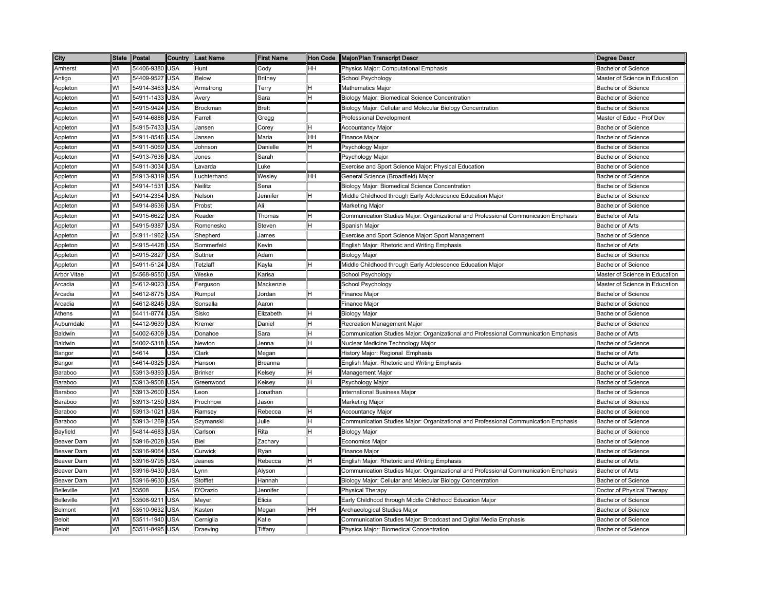| City | State | Postal | Country | Last Name | First Name | Hon Code | Major/Plan Transcript Descr | Degree Descr |
|---|---|---|---|---|---|---|---|---|
| Amherst | WI | 54406-9380 | USA | Hunt | Cody | HH | Physics Major: Computational Emphasis | Bachelor of Science |
| Antigo | WI | 54409-9527 | USA | Below | Britney | | School Psychology | Master of Science in Education |
| Appleton | WI | 54914-3463 | USA | Armstrong | Terry | H | Mathematics Major | Bachelor of Science |
| Appleton | WI | 54911-1433 | USA | Avery | Sara | H | Biology Major: Biomedical Science Concentration | Bachelor of Science |
| Appleton | WI | 54915-9424 | USA | Brockman | Brett | | Biology Major: Cellular and Molecular Biology Concentration | Bachelor of Science |
| Appleton | WI | 54914-6888 | USA | Farrell | Gregg | | Professional Development | Master of Educ - Prof Dev |
| Appleton | WI | 54915-7433 | USA | Jansen | Corey | H | Accountancy Major | Bachelor of Science |
| Appleton | WI | 54911-8546 | USA | Jansen | Maria | HH | Finance Major | Bachelor of Science |
| Appleton | WI | 54911-5069 | USA | Johnson | Danielle | H | Psychology Major | Bachelor of Science |
| Appleton | WI | 54913-7636 | USA | Jones | Sarah | | Psychology Major | Bachelor of Science |
| Appleton | WI | 54911-3034 | USA | Lavarda | Luke | | Exercise and Sport Science Major: Physical Education | Bachelor of Science |
| Appleton | WI | 54913-9319 | USA | Luchterhand | Wesley | HH | General Science (Broadfield) Major | Bachelor of Science |
| Appleton | WI | 54914-1531 | USA | Neilitz | Sena | | Biology Major: Biomedical Science Concentration | Bachelor of Science |
| Appleton | WI | 54914-2354 | USA | Nelson | Jennifer | H | Middle Childhood through Early Adolescence Education Major | Bachelor of Science |
| Appleton | WI | 54914-8536 | USA | Probst | Ali | | Marketing Major | Bachelor of Science |
| Appleton | WI | 54915-6622 | USA | Reader | Thomas | H | Communication Studies Major: Organizational and Professional Communication Emphasis | Bachelor of Arts |
| Appleton | WI | 54915-9387 | USA | Romenesko | Steven | H | Spanish Major | Bachelor of Arts |
| Appleton | WI | 54911-1962 | USA | Shepherd | James | | Exercise and Sport Science Major: Sport Management | Bachelor of Science |
| Appleton | WI | 54915-4428 | USA | Sommerfeld | Kevin | | English Major: Rhetoric and Writing Emphasis | Bachelor of Arts |
| Appleton | WI | 54915-2827 | USA | Suttner | Adam | | Biology Major | Bachelor of Science |
| Appleton | WI | 54911-5124 | USA | Tetzlaff | Kayla | H | Middle Childhood through Early Adolescence Education Major | Bachelor of Science |
| Arbor Vitae | WI | 54568-9550 | USA | Weske | Karisa | | School Psychology | Master of Science in Education |
| Arcadia | WI | 54612-9023 | USA | Ferguson | Mackenzie | | School Psychology | Master of Science in Education |
| Arcadia | WI | 54612-8775 | USA | Rumpel | Jordan | H | Finance Major | Bachelor of Science |
| Arcadia | WI | 54612-8245 | USA | Sonsalla | Aaron | | Finance Major | Bachelor of Science |
| Athens | WI | 54411-8774 | USA | Sisko | Elizabeth | H | Biology Major | Bachelor of Science |
| Auburndale | WI | 54412-9639 | USA | Kremer | Daniel | H | Recreation Management Major | Bachelor of Science |
| Baldwin | WI | 54002-6309 | USA | Donahoe | Sara | H | Communication Studies Major: Organizational and Professional Communication Emphasis | Bachelor of Arts |
| Baldwin | WI | 54002-5318 | USA | Newton | Jenna | H | Nuclear Medicine Technology Major | Bachelor of Science |
| Bangor | WI | 54614 | USA | Clark | Megan | | History Major: Regional Emphasis | Bachelor of Arts |
| Bangor | WI | 54614-0325 | USA | Hanson | Breanna | | English Major: Rhetoric and Writing Emphasis | Bachelor of Arts |
| Baraboo | WI | 53913-9393 | USA | Brinker | Kelsey | H | Management Major | Bachelor of Science |
| Baraboo | WI | 53913-9508 | USA | Greenwood | Kelsey | H | Psychology Major | Bachelor of Science |
| Baraboo | WI | 53913-2600 | USA | Leon | Jonathan | | International Business Major | Bachelor of Science |
| Baraboo | WI | 53913-1250 | USA | Prochnow | Jason | | Marketing Major | Bachelor of Science |
| Baraboo | WI | 53913-1021 | USA | Ramsey | Rebecca | H | Accountancy Major | Bachelor of Science |
| Baraboo | WI | 53913-1269 | USA | Szymanski | Julie | H | Communication Studies Major: Organizational and Professional Communication Emphasis | Bachelor of Science |
| Bayfield | WI | 54814-4683 | USA | Carlson | Rita | H | Biology Major | Bachelor of Science |
| Beaver Dam | WI | 53916-2028 | USA | Biel | Zachary | | Economics Major | Bachelor of Science |
| Beaver Dam | WI | 53916-9064 | USA | Curwick | Ryan | | Finance Major | Bachelor of Science |
| Beaver Dam | WI | 53916-9795 | USA | Jeanes | Rebecca | H | English Major: Rhetoric and Writing Emphasis | Bachelor of Arts |
| Beaver Dam | WI | 53916-9430 | USA | Lynn | Alyson | | Communication Studies Major: Organizational and Professional Communication Emphasis | Bachelor of Arts |
| Beaver Dam | WI | 53916-9630 | USA | Stofflet | Hannah | | Biology Major: Cellular and Molecular Biology Concentration | Bachelor of Science |
| Belleville | WI | 53508 | USA | D'Orazio | Jennifer | | Physical Therapy | Doctor of Physical Therapy |
| Belleville | WI | 53508-9211 | USA | Meyer | Elicia | | Early Childhood through Middle Childhood Education Major | Bachelor of Science |
| Belmont | WI | 53510-9632 | USA | Kasten | Megan | HH | Archaeological Studies Major | Bachelor of Science |
| Beloit | WI | 53511-1940 | USA | Cerniglia | Katie | | Communication Studies Major: Broadcast and Digital Media Emphasis | Bachelor of Science |
| Beloit | WI | 53511-8495 | USA | Draeving | Tiffany | | Physics Major: Biomedical Concentration | Bachelor of Science |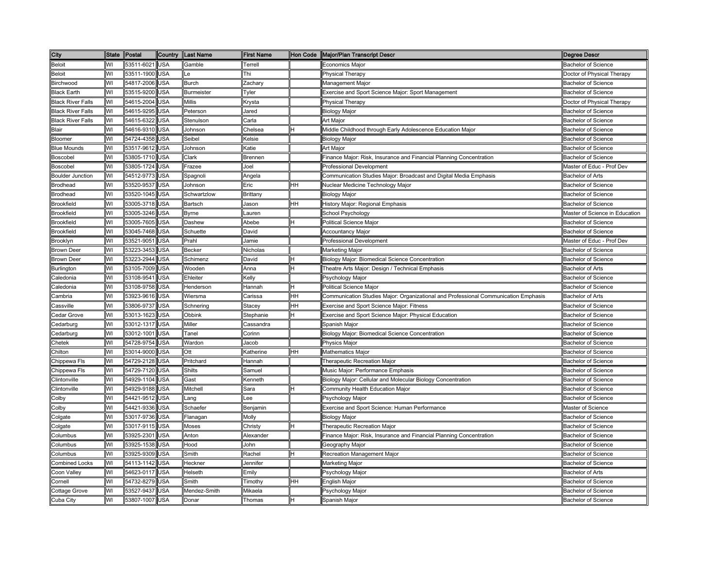| City | State | Postal | Country | Last Name | First Name | Hon Code | Major/Plan Transcript Descr | Degree Descr |
|---|---|---|---|---|---|---|---|---|
| Beloit | WI | 53511-6021 | USA | Gamble | Terrell | | Economics Major | Bachelor of Science |
| Beloit | WI | 53511-1900 | USA | Le | Thi | | Physical Therapy | Doctor of Physical Therapy |
| Birchwood | WI | 54817-2006 | USA | Burch | Zachary | | Management Major | Bachelor of Science |
| Black Earth | WI | 53515-9200 | USA | Burmeister | Tyler | | Exercise and Sport Science Major: Sport Management | Bachelor of Science |
| Black River Falls | WI | 54615-2004 | USA | Millis | Krysta | | Physical Therapy | Doctor of Physical Therapy |
| Black River Falls | WI | 54615-9295 | USA | Peterson | Jared | | Biology Major | Bachelor of Science |
| Black River Falls | WI | 54615-6322 | USA | Stenulson | Carla | | Art Major | Bachelor of Science |
| Blair | WI | 54616-9310 | USA | Johnson | Chelsea | H | Middle Childhood through Early Adolescence Education Major | Bachelor of Science |
| Bloomer | WI | 54724-4358 | USA | Seibel | Kelsie | | Biology Major | Bachelor of Science |
| Blue Mounds | WI | 53517-9612 | USA | Johnson | Katie | | Art Major | Bachelor of Science |
| Boscobel | WI | 53805-1710 | USA | Clark | Brennen | | Finance Major: Risk, Insurance and Financial Planning Concentration | Bachelor of Science |
| Boscobel | WI | 53805-1724 | USA | Frazee | Joel | | Professional Development | Master of Educ - Prof Dev |
| Boulder Junction | WI | 54512-9773 | USA | Spagnoli | Angela | | Communication Studies Major: Broadcast and Digital Media Emphasis | Bachelor of Arts |
| Brodhead | WI | 53520-9537 | USA | Johnson | Eric | HH | Nuclear Medicine Technology Major | Bachelor of Science |
| Brodhead | WI | 53520-1045 | USA | Schwartzlow | Brittany | | Biology Major | Bachelor of Science |
| Brookfield | WI | 53005-3718 | USA | Bartsch | Jason | HH | History Major: Regional Emphasis | Bachelor of Science |
| Brookfield | WI | 53005-3246 | USA | Byrne | Lauren | | School Psychology | Master of Science in Education |
| Brookfield | WI | 53005-7605 | USA | Dashew | Abebe | H | Political Science Major | Bachelor of Science |
| Brookfield | WI | 53045-7468 | USA | Schuette | David | | Accountancy Major | Bachelor of Science |
| Brooklyn | WI | 53521-9051 | USA | Prahl | Jamie | | Professional Development | Master of Educ - Prof Dev |
| Brown Deer | WI | 53223-3453 | USA | Becker | Nicholas | | Marketing Major | Bachelor of Science |
| Brown Deer | WI | 53223-2944 | USA | Schimenz | David | H | Biology Major: Biomedical Science Concentration | Bachelor of Science |
| Burlington | WI | 53105-7009 | USA | Wooden | Anna | H | Theatre Arts Major: Design / Technical Emphasis | Bachelor of Arts |
| Caledonia | WI | 53108-9541 | USA | Ehleiter | Kelly | | Psychology Major | Bachelor of Science |
| Caledonia | WI | 53108-9758 | USA | Henderson | Hannah | H | Political Science Major | Bachelor of Science |
| Cambria | WI | 53923-9616 | USA | Wiersma | Carissa | HH | Communication Studies Major: Organizational and Professional Communication Emphasis | Bachelor of Arts |
| Cassville | WI | 53806-9737 | USA | Schnering | Stacey | HH | Exercise and Sport Science Major: Fitness | Bachelor of Science |
| Cedar Grove | WI | 53013-1623 | USA | Obbink | Stephanie | H | Exercise and Sport Science Major: Physical Education | Bachelor of Science |
| Cedarburg | WI | 53012-1317 | USA | Miller | Cassandra | | Spanish Major | Bachelor of Science |
| Cedarburg | WI | 53012-1001 | USA | Tanel | Corinn | | Biology Major: Biomedical Science Concentration | Bachelor of Science |
| Chetek | WI | 54728-9754 | USA | Wardon | Jacob | | Physics Major | Bachelor of Science |
| Chilton | WI | 53014-9000 | USA | Ott | Katherine | HH | Mathematics Major | Bachelor of Science |
| Chippewa Fls | WI | 54729-2128 | USA | Pritchard | Hannah | | Therapeutic Recreation Major | Bachelor of Science |
| Chippewa Fls | WI | 54729-7120 | USA | Shilts | Samuel | | Music Major: Performance Emphasis | Bachelor of Science |
| Clintonville | WI | 54929-1104 | USA | Gast | Kenneth | | Biology Major: Cellular and Molecular Biology Concentration | Bachelor of Science |
| Clintonville | WI | 54929-9188 | USA | Mitchell | Sara | H | Community Health Education Major | Bachelor of Science |
| Colby | WI | 54421-9512 | USA | Lang | Lee | | Psychology Major | Bachelor of Science |
| Colby | WI | 54421-9336 | USA | Schaefer | Benjamin | | Exercise and Sport Science: Human Performance | Master of Science |
| Colgate | WI | 53017-9736 | USA | Flanagan | Molly | | Biology Major | Bachelor of Science |
| Colgate | WI | 53017-9115 | USA | Moses | Christy | H | Therapeutic Recreation Major | Bachelor of Science |
| Columbus | WI | 53925-2301 | USA | Anton | Alexander | | Finance Major: Risk, Insurance and Financial Planning Concentration | Bachelor of Science |
| Columbus | WI | 53925-1538 | USA | Hood | John | | Geography Major | Bachelor of Science |
| Columbus | WI | 53925-9309 | USA | Smith | Rachel | H | Recreation Management Major | Bachelor of Science |
| Combined Locks | WI | 54113-1142 | USA | Heckner | Jennifer | | Marketing Major | Bachelor of Science |
| Coon Valley | WI | 54623-0117 | USA | Helseth | Emily | | Psychology Major | Bachelor of Arts |
| Cornell | WI | 54732-8279 | USA | Smith | Timothy | HH | English Major | Bachelor of Science |
| Cottage Grove | WI | 53527-9437 | USA | Mendez-Smith | Mikaela | | Psychology Major | Bachelor of Science |
| Cuba City | WI | 53807-1007 | USA | Donar | Thomas | H | Spanish Major | Bachelor of Science |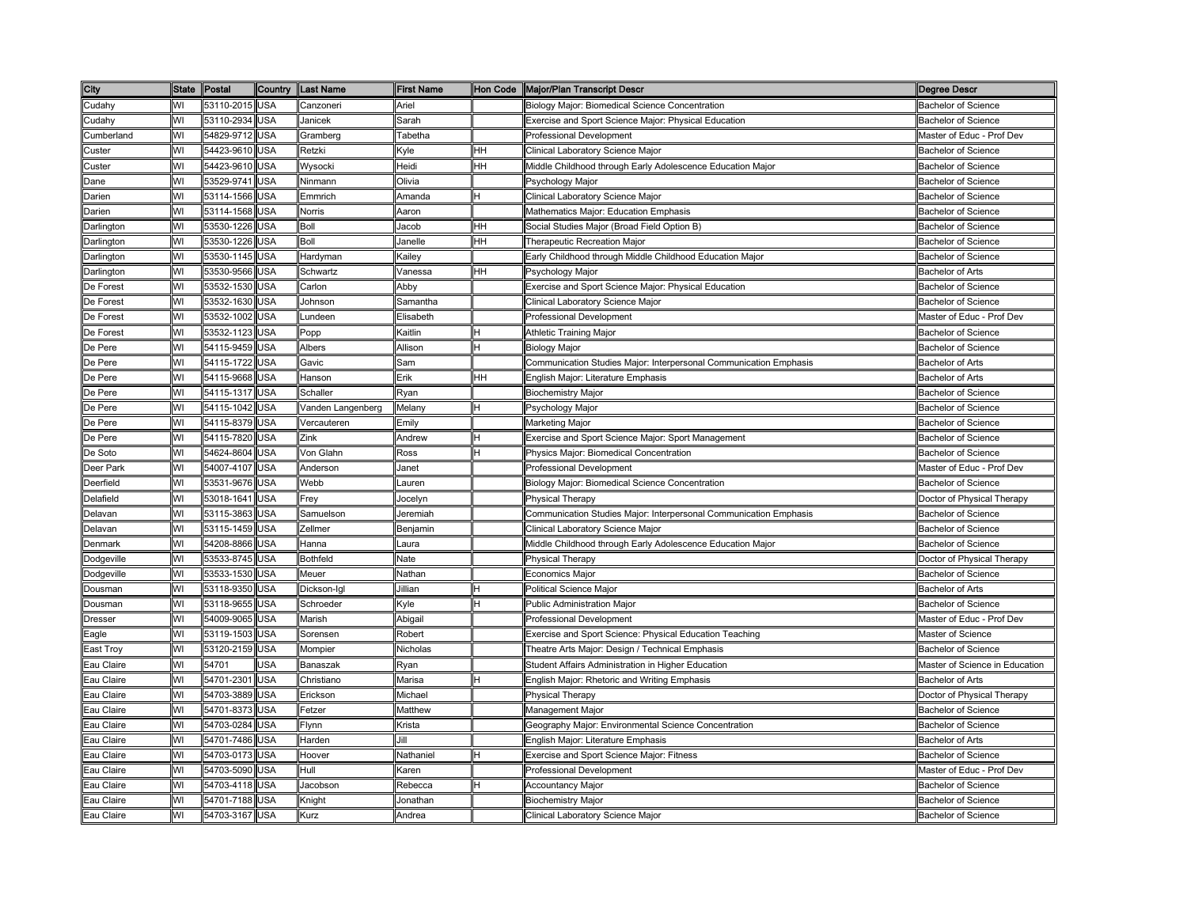| City | State | Postal | Country | Last Name | First Name | Hon Code | Major/Plan Transcript Descr | Degree Descr |
|---|---|---|---|---|---|---|---|---|
| Cudahy | WI | 53110-2015 | USA | Canzoneri | Ariel | | Biology Major: Biomedical Science Concentration | Bachelor of Science |
| Cudahy | WI | 53110-2934 | USA | Janicek | Sarah | | Exercise and Sport Science Major: Physical Education | Bachelor of Science |
| Cumberland | WI | 54829-9712 | USA | Gramberg | Tabetha | | Professional Development | Master of Educ - Prof Dev |
| Custer | WI | 54423-9610 | USA | Retzki | Kyle | HH | Clinical Laboratory Science Major | Bachelor of Science |
| Custer | WI | 54423-9610 | USA | Wysocki | Heidi | HH | Middle Childhood through Early Adolescence Education Major | Bachelor of Science |
| Dane | WI | 53529-9741 | USA | Ninmann | Olivia | | Psychology Major | Bachelor of Science |
| Darien | WI | 53114-1566 | USA | Emmrich | Amanda | H | Clinical Laboratory Science Major | Bachelor of Science |
| Darien | WI | 53114-1568 | USA | Norris | Aaron | | Mathematics Major: Education Emphasis | Bachelor of Science |
| Darlington | WI | 53530-1226 | USA | Boll | Jacob | HH | Social Studies Major (Broad Field Option B) | Bachelor of Science |
| Darlington | WI | 53530-1226 | USA | Boll | Janelle | HH | Therapeutic Recreation Major | Bachelor of Science |
| Darlington | WI | 53530-1145 | USA | Hardyman | Kailey | | Early Childhood through Middle Childhood Education Major | Bachelor of Science |
| Darlington | WI | 53530-9566 | USA | Schwartz | Vanessa | HH | Psychology Major | Bachelor of Arts |
| De Forest | WI | 53532-1530 | USA | Carlon | Abby | | Exercise and Sport Science Major: Physical Education | Bachelor of Science |
| De Forest | WI | 53532-1630 | USA | Johnson | Samantha | | Clinical Laboratory Science Major | Bachelor of Science |
| De Forest | WI | 53532-1002 | USA | Lundeen | Elisabeth | | Professional Development | Master of Educ - Prof Dev |
| De Forest | WI | 53532-1123 | USA | Popp | Kaitlin | H | Athletic Training Major | Bachelor of Science |
| De Pere | WI | 54115-9459 | USA | Albers | Allison | H | Biology Major | Bachelor of Science |
| De Pere | WI | 54115-1722 | USA | Gavic | Sam | | Communication Studies Major: Interpersonal Communication Emphasis | Bachelor of Arts |
| De Pere | WI | 54115-9668 | USA | Hanson | Erik | HH | English Major: Literature Emphasis | Bachelor of Arts |
| De Pere | WI | 54115-1317 | USA | Schaller | Ryan | | Biochemistry Major | Bachelor of Science |
| De Pere | WI | 54115-1042 | USA | Vanden Langenberg | Melany | H | Psychology Major | Bachelor of Science |
| De Pere | WI | 54115-8379 | USA | Vercauteren | Emily | | Marketing Major | Bachelor of Science |
| De Pere | WI | 54115-7820 | USA | Zink | Andrew | H | Exercise and Sport Science Major: Sport Management | Bachelor of Science |
| De Soto | WI | 54624-8604 | USA | Von Glahn | Ross | H | Physics Major: Biomedical Concentration | Bachelor of Science |
| Deer Park | WI | 54007-4107 | USA | Anderson | Janet | | Professional Development | Master of Educ - Prof Dev |
| Deerfield | WI | 53531-9676 | USA | Webb | Lauren | | Biology Major: Biomedical Science Concentration | Bachelor of Science |
| Delafield | WI | 53018-1641 | USA | Frey | Jocelyn | | Physical Therapy | Doctor of Physical Therapy |
| Delavan | WI | 53115-3863 | USA | Samuelson | Jeremiah | | Communication Studies Major: Interpersonal Communication Emphasis | Bachelor of Science |
| Delavan | WI | 53115-1459 | USA | Zellmer | Benjamin | | Clinical Laboratory Science Major | Bachelor of Science |
| Denmark | WI | 54208-8866 | USA | Hanna | Laura | | Middle Childhood through Early Adolescence Education Major | Bachelor of Science |
| Dodgeville | WI | 53533-8745 | USA | Bothfeld | Nate | | Physical Therapy | Doctor of Physical Therapy |
| Dodgeville | WI | 53533-1530 | USA | Meuer | Nathan | | Economics Major | Bachelor of Science |
| Dousman | WI | 53118-9350 | USA | Dickson-Igl | Jillian | H | Political Science Major | Bachelor of Arts |
| Dousman | WI | 53118-9655 | USA | Schroeder | Kyle | H | Public Administration Major | Bachelor of Science |
| Dresser | WI | 54009-9065 | USA | Marish | Abigail | | Professional Development | Master of Educ - Prof Dev |
| Eagle | WI | 53119-1503 | USA | Sorensen | Robert | | Exercise and Sport Science: Physical Education Teaching | Master of Science |
| East Troy | WI | 53120-2159 | USA | Mompier | Nicholas | | Theatre Arts Major: Design / Technical Emphasis | Bachelor of Science |
| Eau Claire | WI | 54701 | USA | Banaszak | Ryan | | Student Affairs Administration in Higher Education | Master of Science in Education |
| Eau Claire | WI | 54701-2301 | USA | Christiano | Marisa | H | English Major: Rhetoric and Writing Emphasis | Bachelor of Arts |
| Eau Claire | WI | 54703-3889 | USA | Erickson | Michael | | Physical Therapy | Doctor of Physical Therapy |
| Eau Claire | WI | 54701-8373 | USA | Fetzer | Matthew | | Management Major | Bachelor of Science |
| Eau Claire | WI | 54703-0284 | USA | Flynn | Krista | | Geography Major: Environmental Science Concentration | Bachelor of Science |
| Eau Claire | WI | 54701-7486 | USA | Harden | Jill | | English Major: Literature Emphasis | Bachelor of Arts |
| Eau Claire | WI | 54703-0173 | USA | Hoover | Nathaniel | H | Exercise and Sport Science Major: Fitness | Bachelor of Science |
| Eau Claire | WI | 54703-5090 | USA | Hull | Karen | | Professional Development | Master of Educ - Prof Dev |
| Eau Claire | WI | 54703-4118 | USA | Jacobson | Rebecca | H | Accountancy Major | Bachelor of Science |
| Eau Claire | WI | 54701-7188 | USA | Knight | Jonathan | | Biochemistry Major | Bachelor of Science |
| Eau Claire | WI | 54703-3167 | USA | Kurz | Andrea | | Clinical Laboratory Science Major | Bachelor of Science |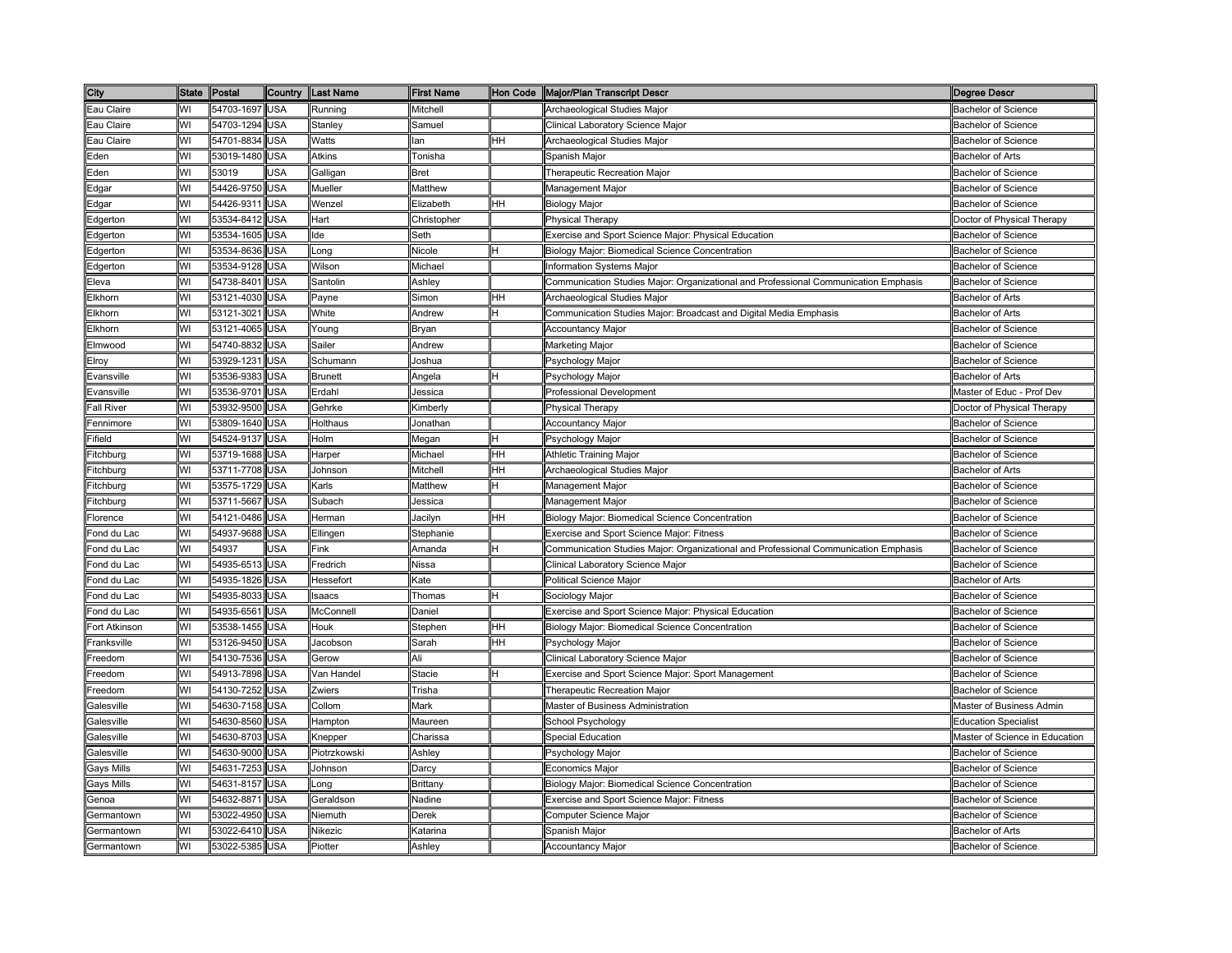| City | State | Postal | Country | Last Name | First Name | Hon Code | Major/Plan Transcript Descr | Degree Descr |
|---|---|---|---|---|---|---|---|---|
| Eau Claire | WI | 54703-1697 | USA | Running | Mitchell | | Archaeological Studies Major | Bachelor of Science |
| Eau Claire | WI | 54703-1294 | USA | Stanley | Samuel | | Clinical Laboratory Science Major | Bachelor of Science |
| Eau Claire | WI | 54701-8834 | USA | Watts | Ian | HH | Archaeological Studies Major | Bachelor of Science |
| Eden | WI | 53019-1480 | USA | Atkins | Tonisha | | Spanish Major | Bachelor of Arts |
| Eden | WI | 53019 | USA | Galligan | Bret | | Therapeutic Recreation Major | Bachelor of Science |
| Edgar | WI | 54426-9750 | USA | Mueller | Matthew | | Management Major | Bachelor of Science |
| Edgar | WI | 54426-9311 | USA | Wenzel | Elizabeth | HH | Biology Major | Bachelor of Science |
| Edgerton | WI | 53534-8412 | USA | Hart | Christopher | | Physical Therapy | Doctor of Physical Therapy |
| Edgerton | WI | 53534-1605 | USA | Ide | Seth | | Exercise and Sport Science Major: Physical Education | Bachelor of Science |
| Edgerton | WI | 53534-8636 | USA | Long | Nicole | H | Biology Major: Biomedical Science Concentration | Bachelor of Science |
| Edgerton | WI | 53534-9128 | USA | Wilson | Michael | | Information Systems Major | Bachelor of Science |
| Eleva | WI | 54738-8401 | USA | Santolin | Ashley | | Communication Studies Major: Organizational and Professional Communication Emphasis | Bachelor of Science |
| Elkhorn | WI | 53121-4030 | USA | Payne | Simon | HH | Archaeological Studies Major | Bachelor of Arts |
| Elkhorn | WI | 53121-3021 | USA | White | Andrew | H | Communication Studies Major: Broadcast and Digital Media Emphasis | Bachelor of Arts |
| Elkhorn | WI | 53121-4065 | USA | Young | Bryan | | Accountancy Major | Bachelor of Science |
| Elmwood | WI | 54740-8832 | USA | Sailer | Andrew | | Marketing Major | Bachelor of Science |
| Elroy | WI | 53929-1231 | USA | Schumann | Joshua | | Psychology Major | Bachelor of Science |
| Evansville | WI | 53536-9383 | USA | Brunett | Angela | H | Psychology Major | Bachelor of Arts |
| Evansville | WI | 53536-9701 | USA | Erdahl | Jessica | | Professional Development | Master of Educ - Prof Dev |
| Fall River | WI | 53932-9500 | USA | Gehrke | Kimberly | | Physical Therapy | Doctor of Physical Therapy |
| Fennimore | WI | 53809-1640 | USA | Holthaus | Jonathan | | Accountancy Major | Bachelor of Science |
| Fifield | WI | 54524-9137 | USA | Holm | Megan | H | Psychology Major | Bachelor of Science |
| Fitchburg | WI | 53719-1688 | USA | Harper | Michael | HH | Athletic Training Major | Bachelor of Science |
| Fitchburg | WI | 53711-7708 | USA | Johnson | Mitchell | HH | Archaeological Studies Major | Bachelor of Arts |
| Fitchburg | WI | 53575-1729 | USA | Karls | Matthew | H | Management Major | Bachelor of Science |
| Fitchburg | WI | 53711-5667 | USA | Subach | Jessica | | Management Major | Bachelor of Science |
| Florence | WI | 54121-0486 | USA | Herman | Jacilyn | HH | Biology Major: Biomedical Science Concentration | Bachelor of Science |
| Fond du Lac | WI | 54937-9688 | USA | Ellingen | Stephanie | | Exercise and Sport Science Major: Fitness | Bachelor of Science |
| Fond du Lac | WI | 54937 | USA | Fink | Amanda | H | Communication Studies Major: Organizational and Professional Communication Emphasis | Bachelor of Science |
| Fond du Lac | WI | 54935-6513 | USA | Fredrich | Nissa | | Clinical Laboratory Science Major | Bachelor of Science |
| Fond du Lac | WI | 54935-1826 | USA | Hessefort | Kate | | Political Science Major | Bachelor of Arts |
| Fond du Lac | WI | 54935-8033 | USA | Isaacs | Thomas | H | Sociology Major | Bachelor of Science |
| Fond du Lac | WI | 54935-6561 | USA | McConnell | Daniel | | Exercise and Sport Science Major: Physical Education | Bachelor of Science |
| Fort Atkinson | WI | 53538-1455 | USA | Houk | Stephen | HH | Biology Major: Biomedical Science Concentration | Bachelor of Science |
| Franksville | WI | 53126-9450 | USA | Jacobson | Sarah | HH | Psychology Major | Bachelor of Science |
| Freedom | WI | 54130-7536 | USA | Gerow | Ali | | Clinical Laboratory Science Major | Bachelor of Science |
| Freedom | WI | 54913-7898 | USA | Van Handel | Stacie | H | Exercise and Sport Science Major: Sport Management | Bachelor of Science |
| Freedom | WI | 54130-7252 | USA | Zwiers | Trisha | | Therapeutic Recreation Major | Bachelor of Science |
| Galesville | WI | 54630-7158 | USA | Collom | Mark | | Master of Business Administration | Master of Business Admin |
| Galesville | WI | 54630-8560 | USA | Hampton | Maureen | | School Psychology | Education Specialist |
| Galesville | WI | 54630-8703 | USA | Knepper | Charissa | | Special Education | Master of Science in Education |
| Galesville | WI | 54630-9000 | USA | Piotrzkowski | Ashley | | Psychology Major | Bachelor of Science |
| Gays Mills | WI | 54631-7253 | USA | Johnson | Darcy | | Economics Major | Bachelor of Science |
| Gays Mills | WI | 54631-8157 | USA | Long | Brittany | | Biology Major: Biomedical Science Concentration | Bachelor of Science |
| Genoa | WI | 54632-8871 | USA | Geraldson | Nadine | | Exercise and Sport Science Major: Fitness | Bachelor of Science |
| Germantown | WI | 53022-4950 | USA | Niemuth | Derek | | Computer Science Major | Bachelor of Science |
| Germantown | WI | 53022-6410 | USA | Nikezic | Katarina | | Spanish Major | Bachelor of Arts |
| Germantown | WI | 53022-5385 | USA | Piotter | Ashley | | Accountancy Major | Bachelor of Science |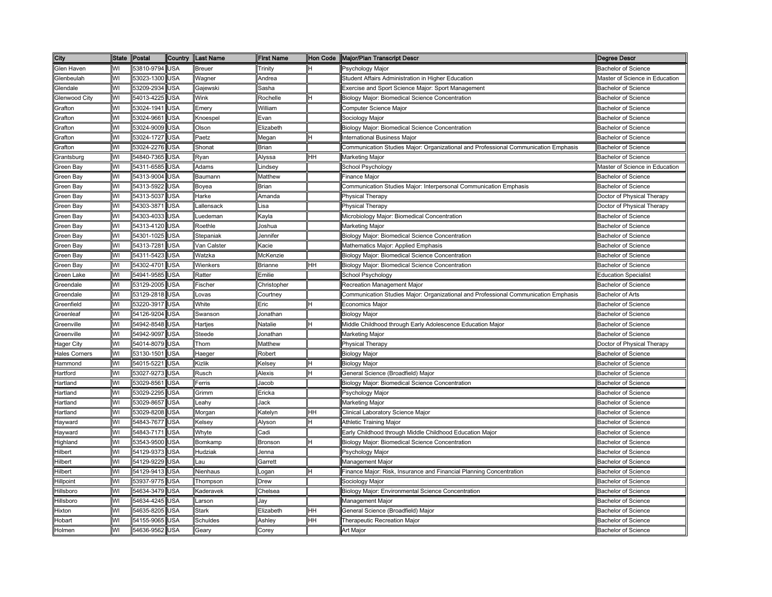| City | State | Postal | Country | Last Name | First Name | Hon Code | Major/Plan Transcript Descr | Degree Descr |
|---|---|---|---|---|---|---|---|---|
| Glen Haven | WI | 53810-9794 | USA | Breuer | Trinity | H | Psychology Major | Bachelor of Science |
| Glenbeulah | WI | 53023-1300 | USA | Wagner | Andrea | | Student Affairs Administration in Higher Education | Master of Science in Education |
| Glendale | WI | 53209-2934 | USA | Gajewski | Sasha | | Exercise and Sport Science Major: Sport Management | Bachelor of Science |
| Glenwood City | WI | 54013-4225 | USA | Wink | Rochelle | H | Biology Major: Biomedical Science Concentration | Bachelor of Science |
| Grafton | WI | 53024-1941 | USA | Emery | William | | Computer Science Major | Bachelor of Science |
| Grafton | WI | 53024-9661 | USA | Knoespel | Evan | | Sociology Major | Bachelor of Science |
| Grafton | WI | 53024-9009 | USA | Olson | Elizabeth | | Biology Major: Biomedical Science Concentration | Bachelor of Science |
| Grafton | WI | 53024-1727 | USA | Paetz | Megan | H | International Business Major | Bachelor of Science |
| Grafton | WI | 53024-2276 | USA | Shonat | Brian | | Communication Studies Major: Organizational and Professional Communication Emphasis | Bachelor of Science |
| Grantsburg | WI | 54840-7365 | USA | Ryan | Alyssa | HH | Marketing Major | Bachelor of Science |
| Green Bay | WI | 54311-6585 | USA | Adams | Lindsey | | School Psychology | Master of Science in Education |
| Green Bay | WI | 54313-9004 | USA | Baumann | Matthew | | Finance Major | Bachelor of Science |
| Green Bay | WI | 54313-5922 | USA | Boyea | Brian | | Communication Studies Major: Interpersonal Communication Emphasis | Bachelor of Science |
| Green Bay | WI | 54313-5037 | USA | Harke | Amanda | | Physical Therapy | Doctor of Physical Therapy |
| Green Bay | WI | 54303-3871 | USA | Lallensack | Lisa | | Physical Therapy | Doctor of Physical Therapy |
| Green Bay | WI | 54303-4033 | USA | Luedeman | Kayla | | Microbiology Major: Biomedical Concentration | Bachelor of Science |
| Green Bay | WI | 54313-4120 | USA | Roethle | Joshua | | Marketing Major | Bachelor of Science |
| Green Bay | WI | 54301-1025 | USA | Stepaniak | Jennifer | | Biology Major: Biomedical Science Concentration | Bachelor of Science |
| Green Bay | WI | 54313-7281 | USA | Van Calster | Kacie | | Mathematics Major: Applied Emphasis | Bachelor of Science |
| Green Bay | WI | 54311-5423 | USA | Watzka | McKenzie | | Biology Major: Biomedical Science Concentration | Bachelor of Science |
| Green Bay | WI | 54302-4701 | USA | Wienkers | Brianne | HH | Biology Major: Biomedical Science Concentration | Bachelor of Science |
| Green Lake | WI | 54941-9585 | USA | Ratter | Emilie | | School Psychology | Education Specialist |
| Greendale | WI | 53129-2005 | USA | Fischer | Christopher | | Recreation Management Major | Bachelor of Science |
| Greendale | WI | 53129-2818 | USA | Lovas | Courtney | | Communication Studies Major: Organizational and Professional Communication Emphasis | Bachelor of Arts |
| Greenfield | WI | 53220-3917 | USA | White | Eric | H | Economics Major | Bachelor of Science |
| Greenleaf | WI | 54126-9204 | USA | Swanson | Jonathan | | Biology Major | Bachelor of Science |
| Greenville | WI | 54942-8548 | USA | Hartjes | Natalie | H | Middle Childhood through Early Adolescence Education Major | Bachelor of Science |
| Greenville | WI | 54942-9097 | USA | Steede | Jonathan | | Marketing Major | Bachelor of Science |
| Hager City | WI | 54014-8079 | USA | Thom | Matthew | | Physical Therapy | Doctor of Physical Therapy |
| Hales Corners | WI | 53130-1501 | USA | Haeger | Robert | | Biology Major | Bachelor of Science |
| Hammond | WI | 54015-5221 | USA | Kizlik | Kelsey | H | Biology Major | Bachelor of Science |
| Hartford | WI | 53027-9273 | USA | Rusch | Alexis | H | General Science (Broadfield) Major | Bachelor of Science |
| Hartland | WI | 53029-8561 | USA | Ferris | Jacob | | Biology Major: Biomedical Science Concentration | Bachelor of Science |
| Hartland | WI | 53029-2295 | USA | Grimm | Ericka | | Psychology Major | Bachelor of Science |
| Hartland | WI | 53029-8657 | USA | Leahy | Jack | | Marketing Major | Bachelor of Science |
| Hartland | WI | 53029-8208 | USA | Morgan | Katelyn | HH | Clinical Laboratory Science Major | Bachelor of Science |
| Hayward | WI | 54843-7677 | USA | Kelsey | Alyson | H | Athletic Training Major | Bachelor of Science |
| Hayward | WI | 54843-7171 | USA | Whyte | Cadi | | Early Childhood through Middle Childhood Education Major | Bachelor of Science |
| Highland | WI | 53543-9500 | USA | Bomkamp | Bronson | H | Biology Major: Biomedical Science Concentration | Bachelor of Science |
| Hilbert | WI | 54129-9373 | USA | Hudziak | Jenna | | Psychology Major | Bachelor of Science |
| Hilbert | WI | 54129-9229 | USA | Lau | Garrett | | Management Major | Bachelor of Science |
| Hilbert | WI | 54129-9413 | USA | Nienhaus | Logan | H | Finance Major: Risk, Insurance and Financial Planning Concentration | Bachelor of Science |
| Hillpoint | WI | 53937-9775 | USA | Thompson | Drew | | Sociology Major | Bachelor of Science |
| Hillsboro | WI | 54634-3479 | USA | Kaderavek | Chelsea | | Biology Major: Environmental Science Concentration | Bachelor of Science |
| Hillsboro | WI | 54634-4245 | USA | Larson | Jay | | Management Major | Bachelor of Science |
| Hixton | WI | 54635-8205 | USA | Stark | Elizabeth | HH | General Science (Broadfield) Major | Bachelor of Science |
| Hobart | WI | 54155-9065 | USA | Schuldes | Ashley | HH | Therapeutic Recreation Major | Bachelor of Science |
| Holmen | WI | 54636-9562 | USA | Geary | Corey | | Art Major | Bachelor of Science |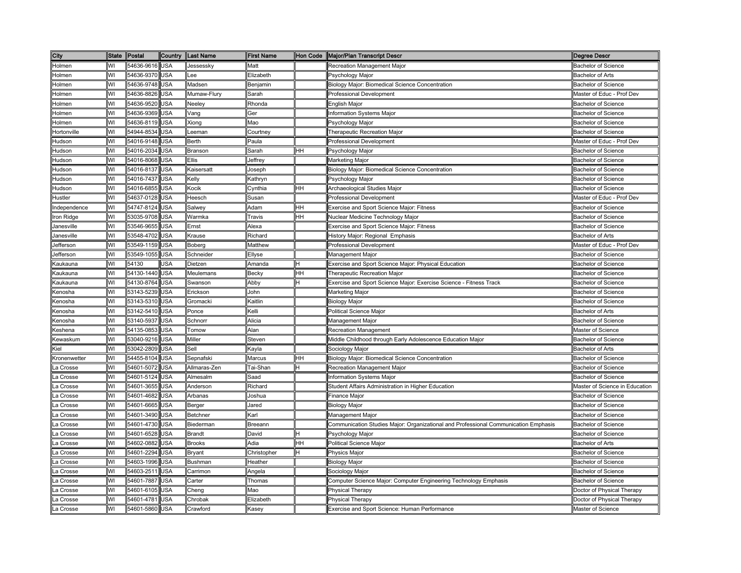| City | State | Postal | Country | Last Name | First Name | Hon Code | Major/Plan Transcript Descr | Degree Descr |
|---|---|---|---|---|---|---|---|---|
| Holmen | WI | 54636-9616 | USA | Jessessky | Matt | | Recreation Management Major | Bachelor of Science |
| Holmen | WI | 54636-9370 | USA | Lee | Elizabeth | | Psychology Major | Bachelor of Arts |
| Holmen | WI | 54636-9748 | USA | Madsen | Benjamin | | Biology Major: Biomedical Science Concentration | Bachelor of Science |
| Holmen | WI | 54636-8826 | USA | Mumaw-Flury | Sarah | | Professional Development | Master of Educ - Prof Dev |
| Holmen | WI | 54636-9520 | USA | Neeley | Rhonda | | English Major | Bachelor of Science |
| Holmen | WI | 54636-9369 | USA | Vang | Ger | | Information Systems Major | Bachelor of Science |
| Holmen | WI | 54636-8119 | USA | Xiong | Mao | | Psychology Major | Bachelor of Science |
| Hortonville | WI | 54944-8534 | USA | Leeman | Courtney | | Therapeutic Recreation Major | Bachelor of Science |
| Hudson | WI | 54016-9148 | USA | Berth | Paula | | Professional Development | Master of Educ - Prof Dev |
| Hudson | WI | 54016-2034 | USA | Branson | Sarah | HH | Psychology Major | Bachelor of Science |
| Hudson | WI | 54016-8068 | USA | Ellis | Jeffrey | | Marketing Major | Bachelor of Science |
| Hudson | WI | 54016-8137 | USA | Kaisersatt | Joseph | | Biology Major: Biomedical Science Concentration | Bachelor of Science |
| Hudson | WI | 54016-7437 | USA | Kelly | Kathryn | | Psychology Major | Bachelor of Science |
| Hudson | WI | 54016-6855 | USA | Kocik | Cynthia | HH | Archaeological Studies Major | Bachelor of Science |
| Hustler | WI | 54637-0128 | USA | Heesch | Susan | | Professional Development | Master of Educ - Prof Dev |
| Independence | WI | 54747-8124 | USA | Salwey | Adam | HH | Exercise and Sport Science Major: Fitness | Bachelor of Science |
| Iron Ridge | WI | 53035-9708 | USA | Warmka | Travis | HH | Nuclear Medicine Technology Major | Bachelor of Science |
| Janesville | WI | 53546-9655 | USA | Ernst | Alexa | | Exercise and Sport Science Major: Fitness | Bachelor of Science |
| Janesville | WI | 53548-4702 | USA | Krause | Richard | | History Major: Regional Emphasis | Bachelor of Arts |
| Jefferson | WI | 53549-1159 | USA | Boberg | Matthew | | Professional Development | Master of Educ - Prof Dev |
| Jefferson | WI | 53549-1055 | USA | Schneider | Ellyse | | Management Major | Bachelor of Science |
| Kaukauna | WI | 54130 | USA | Dietzen | Amanda | H | Exercise and Sport Science Major: Physical Education | Bachelor of Science |
| Kaukauna | WI | 54130-1440 | USA | Meulemans | Becky | HH | Therapeutic Recreation Major | Bachelor of Science |
| Kaukauna | WI | 54130-8764 | USA | Swanson | Abby | H | Exercise and Sport Science Major: Exercise Science - Fitness Track | Bachelor of Science |
| Kenosha | WI | 53143-5239 | USA | Erickson | John | | Marketing Major | Bachelor of Science |
| Kenosha | WI | 53143-5310 | USA | Gromacki | Kaitlin | | Biology Major | Bachelor of Science |
| Kenosha | WI | 53142-5410 | USA | Ponce | Kelli | | Political Science Major | Bachelor of Arts |
| Kenosha | WI | 53140-5937 | USA | Schnorr | Alicia | | Management Major | Bachelor of Science |
| Keshena | WI | 54135-0853 | USA | Tomow | Alan | | Recreation Management | Master of Science |
| Kewaskum | WI | 53040-9216 | USA | Miller | Steven | | Middle Childhood through Early Adolescence Education Major | Bachelor of Science |
| Kiel | WI | 53042-2809 | USA | Sell | Kayla | | Sociology Major | Bachelor of Arts |
| Kronenwetter | WI | 54455-8104 | USA | Sepnafski | Marcus | HH | Biology Major: Biomedical Science Concentration | Bachelor of Science |
| La Crosse | WI | 54601-5072 | USA | Allmaras-Zen | Tai-Shan | H | Recreation Management Major | Bachelor of Science |
| La Crosse | WI | 54601-5124 | USA | Almesalm | Saad | | Information Systems Major | Bachelor of Science |
| La Crosse | WI | 54601-3655 | USA | Anderson | Richard | | Student Affairs Administration in Higher Education | Master of Science in Education |
| La Crosse | WI | 54601-4682 | USA | Arbanas | Joshua | | Finance Major | Bachelor of Science |
| La Crosse | WI | 54601-6665 | USA | Berger | Jared | | Biology Major | Bachelor of Science |
| La Crosse | WI | 54601-3490 | USA | Betchner | Karl | | Management Major | Bachelor of Science |
| La Crosse | WI | 54601-4730 | USA | Biederman | Breeann | | Communication Studies Major: Organizational and Professional Communication Emphasis | Bachelor of Science |
| La Crosse | WI | 54601-6528 | USA | Brandt | David | H | Psychology Major | Bachelor of Science |
| La Crosse | WI | 54602-0882 | USA | Brooks | Adia | HH | Political Science Major | Bachelor of Arts |
| La Crosse | WI | 54601-2294 | USA | Bryant | Christopher | H | Physics Major | Bachelor of Science |
| La Crosse | WI | 54603-1996 | USA | Bushman | Heather | | Biology Major | Bachelor of Science |
| La Crosse | WI | 54603-2511 | USA | Carrimon | Angela | | Sociology Major | Bachelor of Science |
| La Crosse | WI | 54601-7887 | USA | Carter | Thomas | | Computer Science Major: Computer Engineering Technology Emphasis | Bachelor of Science |
| La Crosse | WI | 54601-6105 | USA | Cheng | Mao | | Physical Therapy | Doctor of Physical Therapy |
| La Crosse | WI | 54601-4781 | USA | Chrobak | Elizabeth | | Physical Therapy | Doctor of Physical Therapy |
| La Crosse | WI | 54601-5860 | USA | Crawford | Kasey | | Exercise and Sport Science: Human Performance | Master of Science |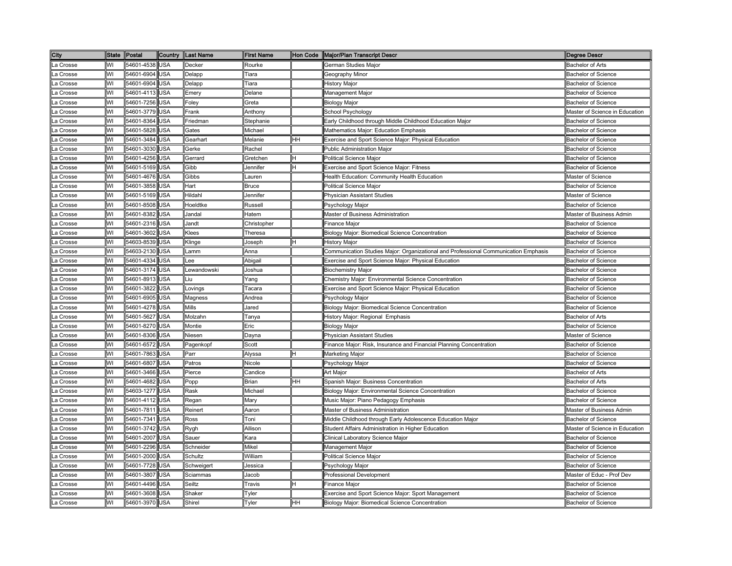| City | State | Postal | Country | Last Name | First Name | Hon Code | Major/Plan Transcript Descr | Degree Descr |
|---|---|---|---|---|---|---|---|---|
| La Crosse | WI | 54601-4538 | USA | Decker | Rourke | | German Studies Major | Bachelor of Arts |
| La Crosse | WI | 54601-6904 | USA | Delapp | Tiara | | Geography Minor | Bachelor of Science |
| La Crosse | WI | 54601-6904 | USA | Delapp | Tiara | | History Major | Bachelor of Science |
| La Crosse | WI | 54601-4113 | USA | Emery | Delane | | Management Major | Bachelor of Science |
| La Crosse | WI | 54601-7256 | USA | Foley | Greta | | Biology Major | Bachelor of Science |
| La Crosse | WI | 54601-3779 | USA | Frank | Anthony | | School Psychology | Master of Science in Education |
| La Crosse | WI | 54601-8364 | USA | Friedman | Stephanie | | Early Childhood through Middle Childhood Education Major | Bachelor of Science |
| La Crosse | WI | 54601-5828 | USA | Gates | Michael | | Mathematics Major: Education Emphasis | Bachelor of Science |
| La Crosse | WI | 54601-3484 | USA | Gearhart | Melanie | HH | Exercise and Sport Science Major: Physical Education | Bachelor of Science |
| La Crosse | WI | 54601-3030 | USA | Gerke | Rachel | | Public Administration Major | Bachelor of Science |
| La Crosse | WI | 54601-4256 | USA | Gerrard | Gretchen | H | Political Science Major | Bachelor of Science |
| La Crosse | WI | 54601-5169 | USA | Gibb | Jennifer | H | Exercise and Sport Science Major: Fitness | Bachelor of Science |
| La Crosse | WI | 54601-4676 | USA | Gibbs | Lauren | | Health Education: Community Health Education | Master of Science |
| La Crosse | WI | 54601-3858 | USA | Hart | Bruce | | Political Science Major | Bachelor of Science |
| La Crosse | WI | 54601-5169 | USA | Hildahl | Jennifer | | Physician Assistant Studies | Master of Science |
| La Crosse | WI | 54601-8508 | USA | Hoeldtke | Russell | | Psychology Major | Bachelor of Science |
| La Crosse | WI | 54601-8382 | USA | Jandal | Hatem | | Master of Business Administration | Master of Business Admin |
| La Crosse | WI | 54601-2316 | USA | Jandt | Christopher | | Finance Major | Bachelor of Science |
| La Crosse | WI | 54601-3602 | USA | Klees | Theresa | | Biology Major: Biomedical Science Concentration | Bachelor of Science |
| La Crosse | WI | 54603-8539 | USA | Klinge | Joseph | H | History Major | Bachelor of Science |
| La Crosse | WI | 54603-2130 | USA | Lamm | Anna | | Communication Studies Major: Organizational and Professional Communication Emphasis | Bachelor of Science |
| La Crosse | WI | 54601-4334 | USA | Lee | Abigail | | Exercise and Sport Science Major: Physical Education | Bachelor of Science |
| La Crosse | WI | 54601-3174 | USA | Lewandowski | Joshua | | Biochemistry Major | Bachelor of Science |
| La Crosse | WI | 54601-8913 | USA | Liu | Yang | | Chemistry Major: Environmental Science Concentration | Bachelor of Science |
| La Crosse | WI | 54601-3822 | USA | Lovings | Tacara | | Exercise and Sport Science Major: Physical Education | Bachelor of Science |
| La Crosse | WI | 54601-6905 | USA | Magness | Andrea | | Psychology Major | Bachelor of Science |
| La Crosse | WI | 54601-4278 | USA | Mills | Jared | | Biology Major: Biomedical Science Concentration | Bachelor of Science |
| La Crosse | WI | 54601-5627 | USA | Molzahn | Tanya | | History Major: Regional Emphasis | Bachelor of Arts |
| La Crosse | WI | 54601-8270 | USA | Montie | Eric | | Biology Major | Bachelor of Science |
| La Crosse | WI | 54601-8306 | USA | Niesen | Dayna | | Physician Assistant Studies | Master of Science |
| La Crosse | WI | 54601-6572 | USA | Pagenkopf | Scott | | Finance Major: Risk, Insurance and Financial Planning Concentration | Bachelor of Science |
| La Crosse | WI | 54601-7863 | USA | Parr | Alyssa | H | Marketing Major | Bachelor of Science |
| La Crosse | WI | 54601-6807 | USA | Patros | Nicole | | Psychology Major | Bachelor of Science |
| La Crosse | WI | 54601-3466 | USA | Pierce | Candice | | Art Major | Bachelor of Arts |
| La Crosse | WI | 54601-4682 | USA | Popp | Brian | HH | Spanish Major: Business Concentration | Bachelor of Arts |
| La Crosse | WI | 54603-1277 | USA | Rask | Michael | | Biology Major: Environmental Science Concentration | Bachelor of Science |
| La Crosse | WI | 54601-4112 | USA | Regan | Mary | | Music Major: Piano Pedagogy Emphasis | Bachelor of Science |
| La Crosse | WI | 54601-7811 | USA | Reinert | Aaron | | Master of Business Administration | Master of Business Admin |
| La Crosse | WI | 54601-7341 | USA | Ross | Toni | | Middle Childhood through Early Adolescence Education Major | Bachelor of Science |
| La Crosse | WI | 54601-3742 | USA | Rygh | Allison | | Student Affairs Administration in Higher Education | Master of Science in Education |
| La Crosse | WI | 54601-2007 | USA | Sauer | Kara | | Clinical Laboratory Science Major | Bachelor of Science |
| La Crosse | WI | 54601-2296 | USA | Schneider | Mikel | | Management Major | Bachelor of Science |
| La Crosse | WI | 54601-2000 | USA | Schultz | William | | Political Science Major | Bachelor of Science |
| La Crosse | WI | 54601-7728 | USA | Schweigert | Jessica | | Psychology Major | Bachelor of Science |
| La Crosse | WI | 54601-3807 | USA | Sciammas | Jacob | | Professional Development | Master of Educ - Prof Dev |
| La Crosse | WI | 54601-4496 | USA | Seiltz | Travis | H | Finance Major | Bachelor of Science |
| La Crosse | WI | 54601-3608 | USA | Shaker | Tyler | | Exercise and Sport Science Major: Sport Management | Bachelor of Science |
| La Crosse | WI | 54601-3970 | USA | Shirel | Tyler | HH | Biology Major: Biomedical Science Concentration | Bachelor of Science |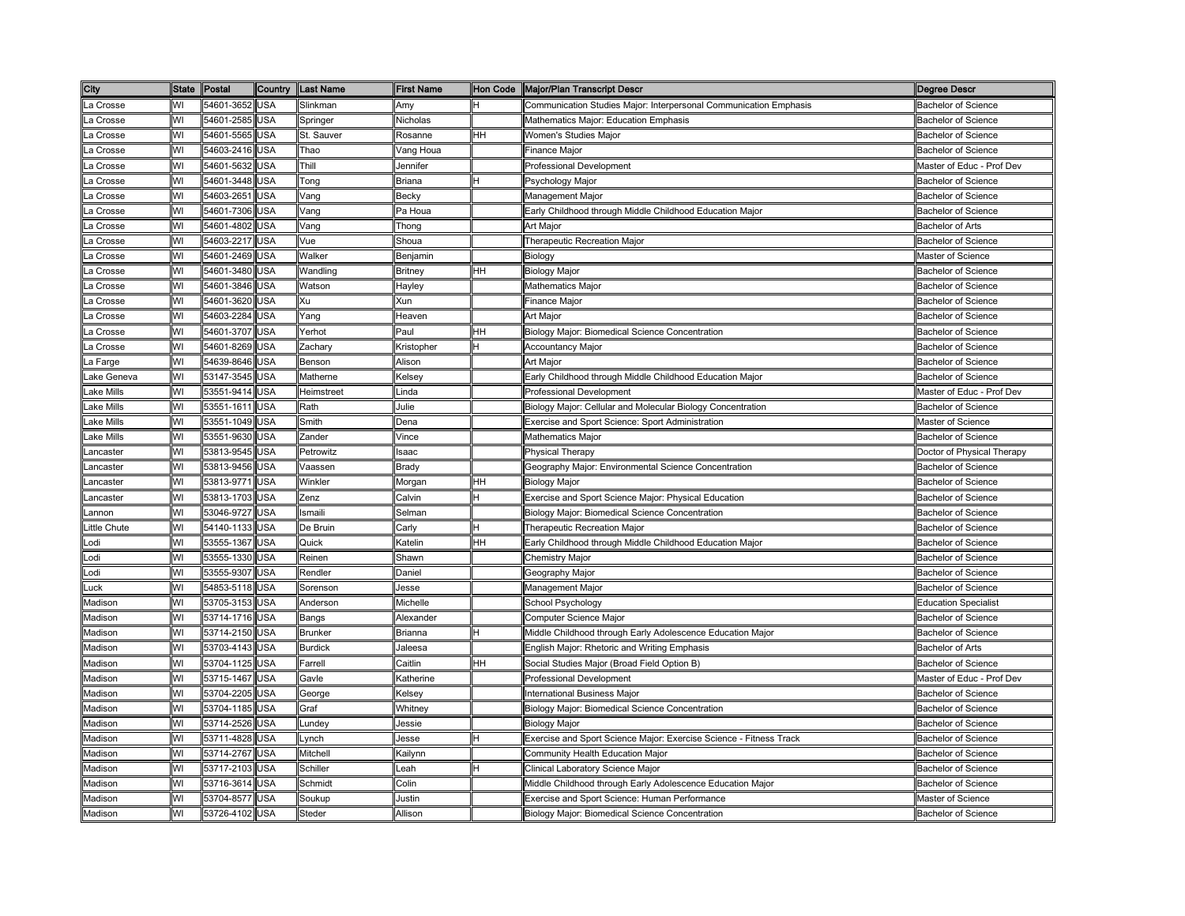| City | State | Postal | Country | Last Name | First Name | Hon Code | Major/Plan Transcript Descr | Degree Descr |
|---|---|---|---|---|---|---|---|---|
| La Crosse | WI | 54601-3652 | USA | Slinkman | Amy | H | Communication Studies Major: Interpersonal Communication Emphasis | Bachelor of Science |
| La Crosse | WI | 54601-2585 | USA | Springer | Nicholas | | Mathematics Major: Education Emphasis | Bachelor of Science |
| La Crosse | WI | 54601-5565 | USA | St. Sauver | Rosanne | HH | Women's Studies Major | Bachelor of Science |
| La Crosse | WI | 54603-2416 | USA | Thao | Vang Houa | | Finance Major | Bachelor of Science |
| La Crosse | WI | 54601-5632 | USA | Thill | Jennifer | | Professional Development | Master of Educ - Prof Dev |
| La Crosse | WI | 54601-3448 | USA | Tong | Briana | H | Psychology Major | Bachelor of Science |
| La Crosse | WI | 54603-2651 | USA | Vang | Becky | | Management Major | Bachelor of Science |
| La Crosse | WI | 54601-7306 | USA | Vang | Pa Houa | | Early Childhood through Middle Childhood Education Major | Bachelor of Science |
| La Crosse | WI | 54601-4802 | USA | Vang | Thong | | Art Major | Bachelor of Arts |
| La Crosse | WI | 54603-2217 | USA | Vue | Shoua | | Therapeutic Recreation Major | Bachelor of Science |
| La Crosse | WI | 54601-2469 | USA | Walker | Benjamin | | Biology | Master of Science |
| La Crosse | WI | 54601-3480 | USA | Wandling | Britney | HH | Biology Major | Bachelor of Science |
| La Crosse | WI | 54601-3846 | USA | Watson | Hayley | | Mathematics Major | Bachelor of Science |
| La Crosse | WI | 54601-3620 | USA | Xu | Xun | | Finance Major | Bachelor of Science |
| La Crosse | WI | 54603-2284 | USA | Yang | Heaven | | Art Major | Bachelor of Science |
| La Crosse | WI | 54601-3707 | USA | Yerhot | Paul | HH | Biology Major: Biomedical Science Concentration | Bachelor of Science |
| La Crosse | WI | 54601-8269 | USA | Zachary | Kristopher | H | Accountancy Major | Bachelor of Science |
| La Farge | WI | 54639-8646 | USA | Benson | Alison | | Art Major | Bachelor of Science |
| Lake Geneva | WI | 53147-3545 | USA | Matherne | Kelsey | | Early Childhood through Middle Childhood Education Major | Bachelor of Science |
| Lake Mills | WI | 53551-9414 | USA | Heimstreet | Linda | | Professional Development | Master of Educ - Prof Dev |
| Lake Mills | WI | 53551-1611 | USA | Rath | Julie | | Biology Major: Cellular and Molecular Biology Concentration | Bachelor of Science |
| Lake Mills | WI | 53551-1049 | USA | Smith | Dena | | Exercise and Sport Science: Sport Administration | Master of Science |
| Lake Mills | WI | 53551-9630 | USA | Zander | Vince | | Mathematics Major | Bachelor of Science |
| Lancaster | WI | 53813-9545 | USA | Petrowitz | Isaac | | Physical Therapy | Doctor of Physical Therapy |
| Lancaster | WI | 53813-9456 | USA | Vaassen | Brady | | Geography Major: Environmental Science Concentration | Bachelor of Science |
| Lancaster | WI | 53813-9771 | USA | Winkler | Morgan | HH | Biology Major | Bachelor of Science |
| Lancaster | WI | 53813-1703 | USA | Zenz | Calvin | H | Exercise and Sport Science Major: Physical Education | Bachelor of Science |
| Lannon | WI | 53046-9727 | USA | Ismaili | Selman | | Biology Major: Biomedical Science Concentration | Bachelor of Science |
| Little Chute | WI | 54140-1133 | USA | De Bruin | Carly | H | Therapeutic Recreation Major | Bachelor of Science |
| Lodi | WI | 53555-1367 | USA | Quick | Katelin | HH | Early Childhood through Middle Childhood Education Major | Bachelor of Science |
| Lodi | WI | 53555-1330 | USA | Reinen | Shawn | | Chemistry Major | Bachelor of Science |
| Lodi | WI | 53555-9307 | USA | Rendler | Daniel | | Geography Major | Bachelor of Science |
| Luck | WI | 54853-5118 | USA | Sorenson | Jesse | | Management Major | Bachelor of Science |
| Madison | WI | 53705-3153 | USA | Anderson | Michelle | | School Psychology | Education Specialist |
| Madison | WI | 53714-1716 | USA | Bangs | Alexander | | Computer Science Major | Bachelor of Science |
| Madison | WI | 53714-2150 | USA | Brunker | Brianna | H | Middle Childhood through Early Adolescence Education Major | Bachelor of Science |
| Madison | WI | 53703-4143 | USA | Burdick | Jaleesa | | English Major: Rhetoric and Writing Emphasis | Bachelor of Arts |
| Madison | WI | 53704-1125 | USA | Farrell | Caitlin | HH | Social Studies Major (Broad Field Option B) | Bachelor of Science |
| Madison | WI | 53715-1467 | USA | Gavle | Katherine | | Professional Development | Master of Educ - Prof Dev |
| Madison | WI | 53704-2205 | USA | George | Kelsey | | International Business Major | Bachelor of Science |
| Madison | WI | 53704-1185 | USA | Graf | Whitney | | Biology Major: Biomedical Science Concentration | Bachelor of Science |
| Madison | WI | 53714-2526 | USA | Lundey | Jessie | | Biology Major | Bachelor of Science |
| Madison | WI | 53711-4828 | USA | Lynch | Jesse | H | Exercise and Sport Science Major: Exercise Science - Fitness Track | Bachelor of Science |
| Madison | WI | 53714-2767 | USA | Mitchell | Kailynn | | Community Health Education Major | Bachelor of Science |
| Madison | WI | 53717-2103 | USA | Schiller | Leah | H | Clinical Laboratory Science Major | Bachelor of Science |
| Madison | WI | 53716-3614 | USA | Schmidt | Colin | | Middle Childhood through Early Adolescence Education Major | Bachelor of Science |
| Madison | WI | 53704-8577 | USA | Soukup | Justin | | Exercise and Sport Science: Human Performance | Master of Science |
| Madison | WI | 53726-4102 | USA | Steder | Allison | | Biology Major: Biomedical Science Concentration | Bachelor of Science |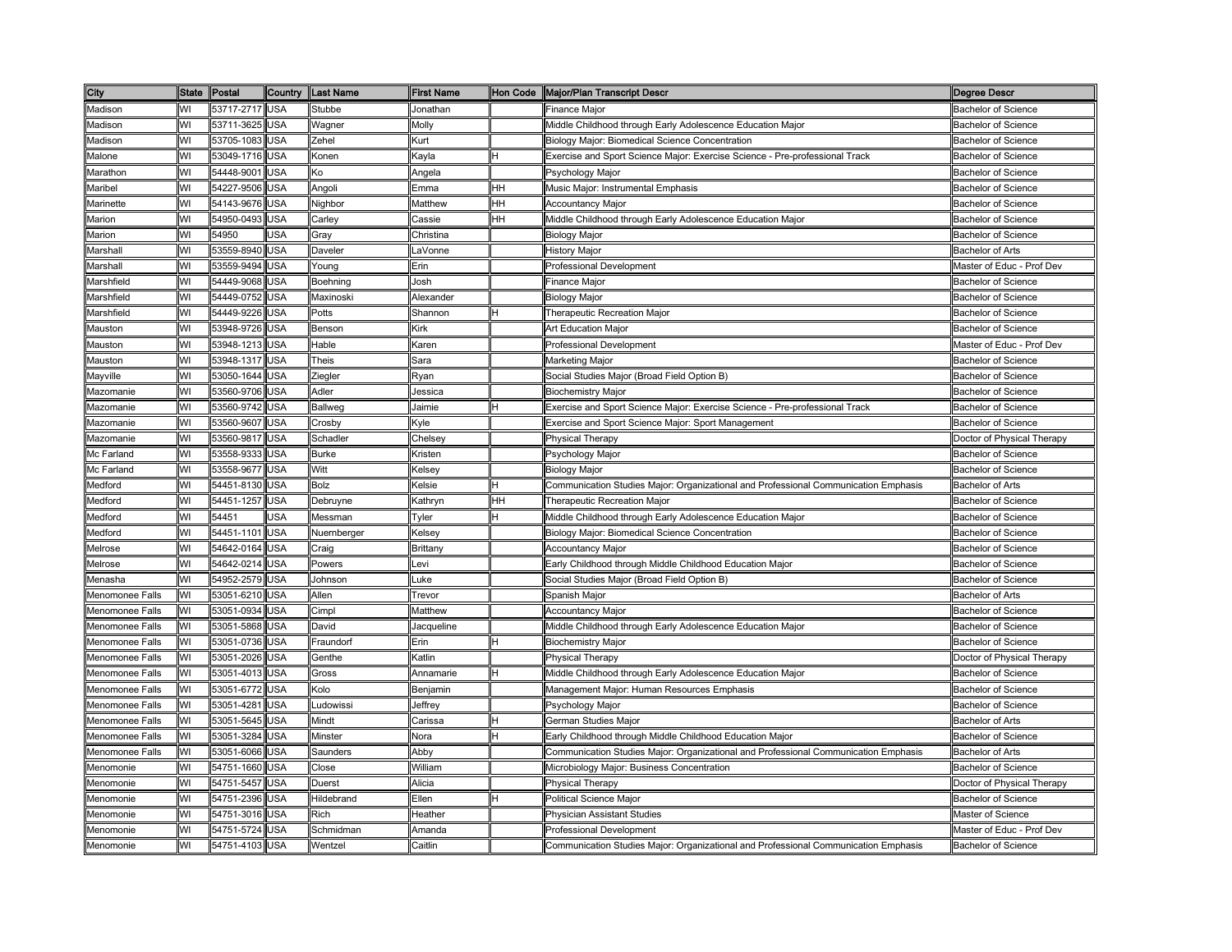| City | State | Postal | Country | Last Name | First Name | Hon Code | Major/Plan Transcript Descr | Degree Descr |
|---|---|---|---|---|---|---|---|---|
| Madison | WI | 53717-2717 | USA | Stubbe | Jonathan | | Finance Major | Bachelor of Science |
| Madison | WI | 53711-3625 | USA | Wagner | Molly | | Middle Childhood through Early Adolescence Education Major | Bachelor of Science |
| Madison | WI | 53705-1083 | USA | Zehel | Kurt | | Biology Major: Biomedical Science Concentration | Bachelor of Science |
| Malone | WI | 53049-1716 | USA | Konen | Kayla | H | Exercise and Sport Science Major: Exercise Science - Pre-professional Track | Bachelor of Science |
| Marathon | WI | 54448-9001 | USA | Ko | Angela | | Psychology Major | Bachelor of Science |
| Maribel | WI | 54227-9506 | USA | Angoli | Emma | HH | Music Major: Instrumental Emphasis | Bachelor of Science |
| Marinette | WI | 54143-9676 | USA | Nighbor | Matthew | HH | Accountancy Major | Bachelor of Science |
| Marion | WI | 54950-0493 | USA | Carley | Cassie | HH | Middle Childhood through Early Adolescence Education Major | Bachelor of Science |
| Marion | WI | 54950 | USA | Gray | Christina | | Biology Major | Bachelor of Science |
| Marshall | WI | 53559-8940 | USA | Daveler | LaVonne | | History Major | Bachelor of Arts |
| Marshall | WI | 53559-9494 | USA | Young | Erin | | Professional Development | Master of Educ - Prof Dev |
| Marshfield | WI | 54449-9068 | USA | Boehning | Josh | | Finance Major | Bachelor of Science |
| Marshfield | WI | 54449-0752 | USA | Maxinoski | Alexander | | Biology Major | Bachelor of Science |
| Marshfield | WI | 54449-9226 | USA | Potts | Shannon | H | Therapeutic Recreation Major | Bachelor of Science |
| Mauston | WI | 53948-9726 | USA | Benson | Kirk | | Art Education Major | Bachelor of Science |
| Mauston | WI | 53948-1213 | USA | Hable | Karen | | Professional Development | Master of Educ - Prof Dev |
| Mauston | WI | 53948-1317 | USA | Theis | Sara | | Marketing Major | Bachelor of Science |
| Mayville | WI | 53050-1644 | USA | Ziegler | Ryan | | Social Studies Major (Broad Field Option B) | Bachelor of Science |
| Mazomanie | WI | 53560-9706 | USA | Adler | Jessica | | Biochemistry Major | Bachelor of Science |
| Mazomanie | WI | 53560-9742 | USA | Ballweg | Jaimie | H | Exercise and Sport Science Major: Exercise Science - Pre-professional Track | Bachelor of Science |
| Mazomanie | WI | 53560-9607 | USA | Crosby | Kyle | | Exercise and Sport Science Major: Sport Management | Bachelor of Science |
| Mazomanie | WI | 53560-9817 | USA | Schadler | Chelsey | | Physical Therapy | Doctor of Physical Therapy |
| Mc Farland | WI | 53558-9333 | USA | Burke | Kristen | | Psychology Major | Bachelor of Science |
| Mc Farland | WI | 53558-9677 | USA | Witt | Kelsey | | Biology Major | Bachelor of Science |
| Medford | WI | 54451-8130 | USA | Bolz | Kelsie | H | Communication Studies Major: Organizational and Professional Communication Emphasis | Bachelor of Arts |
| Medford | WI | 54451-1257 | USA | Debruyne | Kathryn | HH | Therapeutic Recreation Major | Bachelor of Science |
| Medford | WI | 54451 | USA | Messman | Tyler | H | Middle Childhood through Early Adolescence Education Major | Bachelor of Science |
| Medford | WI | 54451-1101 | USA | Nuernberger | Kelsey | | Biology Major: Biomedical Science Concentration | Bachelor of Science |
| Melrose | WI | 54642-0164 | USA | Craig | Brittany | | Accountancy Major | Bachelor of Science |
| Melrose | WI | 54642-0214 | USA | Powers | Levi | | Early Childhood through Middle Childhood Education Major | Bachelor of Science |
| Menasha | WI | 54952-2579 | USA | Johnson | Luke | | Social Studies Major (Broad Field Option B) | Bachelor of Science |
| Menomonee Falls | WI | 53051-6210 | USA | Allen | Trevor | | Spanish Major | Bachelor of Arts |
| Menomonee Falls | WI | 53051-0934 | USA | Cimpl | Matthew | | Accountancy Major | Bachelor of Science |
| Menomonee Falls | WI | 53051-5868 | USA | David | Jacqueline | | Middle Childhood through Early Adolescence Education Major | Bachelor of Science |
| Menomonee Falls | WI | 53051-0736 | USA | Fraundorf | Erin | H | Biochemistry Major | Bachelor of Science |
| Menomonee Falls | WI | 53051-2026 | USA | Genthe | Katlin | | Physical Therapy | Doctor of Physical Therapy |
| Menomonee Falls | WI | 53051-4013 | USA | Gross | Annamarie | H | Middle Childhood through Early Adolescence Education Major | Bachelor of Science |
| Menomonee Falls | WI | 53051-6772 | USA | Kolo | Benjamin | | Management Major: Human Resources Emphasis | Bachelor of Science |
| Menomonee Falls | WI | 53051-4281 | USA | Ludowissi | Jeffrey | | Psychology Major | Bachelor of Science |
| Menomonee Falls | WI | 53051-5645 | USA | Mindt | Carissa | H | German Studies Major | Bachelor of Arts |
| Menomonee Falls | WI | 53051-3284 | USA | Minster | Nora | H | Early Childhood through Middle Childhood Education Major | Bachelor of Science |
| Menomonee Falls | WI | 53051-6066 | USA | Saunders | Abby | | Communication Studies Major: Organizational and Professional Communication Emphasis | Bachelor of Arts |
| Menomonie | WI | 54751-1660 | USA | Close | William | | Microbiology Major: Business Concentration | Bachelor of Science |
| Menomonie | WI | 54751-5457 | USA | Duerst | Alicia | | Physical Therapy | Doctor of Physical Therapy |
| Menomonie | WI | 54751-2396 | USA | Hildebrand | Ellen | H | Political Science Major | Bachelor of Science |
| Menomonie | WI | 54751-3016 | USA | Rich | Heather | | Physician Assistant Studies | Master of Science |
| Menomonie | WI | 54751-5724 | USA | Schmidman | Amanda | | Professional Development | Master of Educ - Prof Dev |
| Menomonie | WI | 54751-4103 | USA | Wentzel | Caitlin | | Communication Studies Major: Organizational and Professional Communication Emphasis | Bachelor of Science |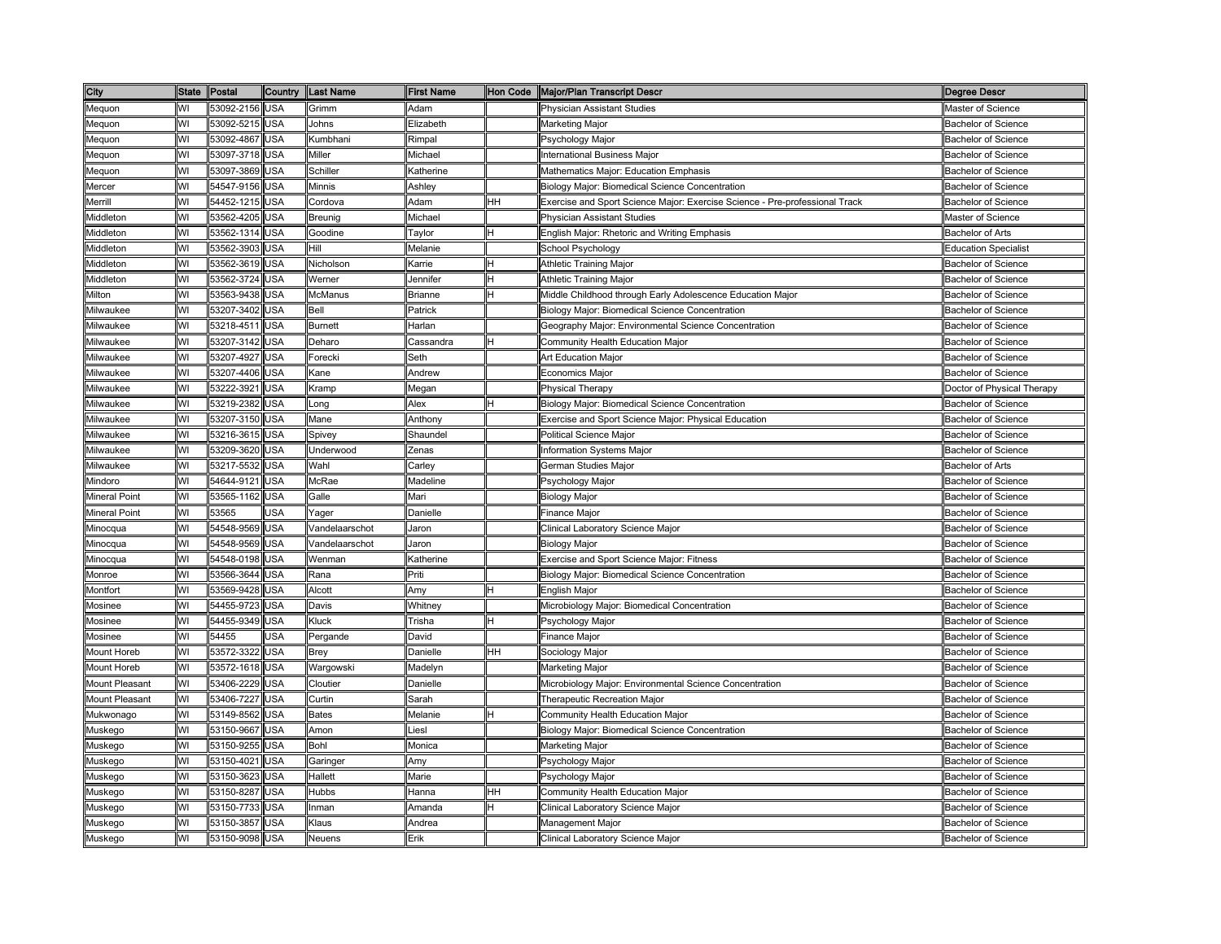| City | State | Postal | Country | Last Name | First Name | Hon Code | Major/Plan Transcript Descr | Degree Descr |
|---|---|---|---|---|---|---|---|---|
| Mequon | WI | 53092-2156 | USA | Grimm | Adam | | Physician Assistant Studies | Master of Science |
| Mequon | WI | 53092-5215 | USA | Johns | Elizabeth | | Marketing Major | Bachelor of Science |
| Mequon | WI | 53092-4867 | USA | Kumbhani | Rimpal | | Psychology Major | Bachelor of Science |
| Mequon | WI | 53097-3718 | USA | Miller | Michael | | International Business Major | Bachelor of Science |
| Mequon | WI | 53097-3869 | USA | Schiller | Katherine | | Mathematics Major: Education Emphasis | Bachelor of Science |
| Mercer | WI | 54547-9156 | USA | Minnis | Ashley | | Biology Major: Biomedical Science Concentration | Bachelor of Science |
| Merrill | WI | 54452-1215 | USA | Cordova | Adam | HH | Exercise and Sport Science Major: Exercise Science - Pre-professional Track | Bachelor of Science |
| Middleton | WI | 53562-4205 | USA | Breunig | Michael | | Physician Assistant Studies | Master of Science |
| Middleton | WI | 53562-1314 | USA | Goodine | Taylor | H | English Major: Rhetoric and Writing Emphasis | Bachelor of Arts |
| Middleton | WI | 53562-3903 | USA | Hill | Melanie | | School Psychology | Education Specialist |
| Middleton | WI | 53562-3619 | USA | Nicholson | Karrie | H | Athletic Training Major | Bachelor of Science |
| Middleton | WI | 53562-3724 | USA | Werner | Jennifer | H | Athletic Training Major | Bachelor of Science |
| Milton | WI | 53563-9438 | USA | McManus | Brianne | H | Middle Childhood through Early Adolescence Education Major | Bachelor of Science |
| Milwaukee | WI | 53207-3402 | USA | Bell | Patrick | | Biology Major: Biomedical Science Concentration | Bachelor of Science |
| Milwaukee | WI | 53218-4511 | USA | Burnett | Harlan | | Geography Major: Environmental Science Concentration | Bachelor of Science |
| Milwaukee | WI | 53207-3142 | USA | Deharo | Cassandra | H | Community Health Education Major | Bachelor of Science |
| Milwaukee | WI | 53207-4927 | USA | Forecki | Seth | | Art Education Major | Bachelor of Science |
| Milwaukee | WI | 53207-4406 | USA | Kane | Andrew | | Economics Major | Bachelor of Science |
| Milwaukee | WI | 53222-3921 | USA | Kramp | Megan | | Physical Therapy | Doctor of Physical Therapy |
| Milwaukee | WI | 53219-2382 | USA | Long | Alex | H | Biology Major: Biomedical Science Concentration | Bachelor of Science |
| Milwaukee | WI | 53207-3150 | USA | Mane | Anthony | | Exercise and Sport Science Major: Physical Education | Bachelor of Science |
| Milwaukee | WI | 53216-3615 | USA | Spivey | Shaundel | | Political Science Major | Bachelor of Science |
| Milwaukee | WI | 53209-3620 | USA | Underwood | Zenas | | Information Systems Major | Bachelor of Science |
| Milwaukee | WI | 53217-5532 | USA | Wahl | Carley | | German Studies Major | Bachelor of Arts |
| Mindoro | WI | 54644-9121 | USA | McRae | Madeline | | Psychology Major | Bachelor of Science |
| Mineral Point | WI | 53565-1162 | USA | Galle | Mari | | Biology Major | Bachelor of Science |
| Mineral Point | WI | 53565 | USA | Yager | Danielle | | Finance Major | Bachelor of Science |
| Minocqua | WI | 54548-9569 | USA | Vandelaarschot | Jaron | | Clinical Laboratory Science Major | Bachelor of Science |
| Minocqua | WI | 54548-9569 | USA | Vandelaarschot | Jaron | | Biology Major | Bachelor of Science |
| Minocqua | WI | 54548-0198 | USA | Wenman | Katherine | | Exercise and Sport Science Major: Fitness | Bachelor of Science |
| Monroe | WI | 53566-3644 | USA | Rana | Priti | | Biology Major: Biomedical Science Concentration | Bachelor of Science |
| Montfort | WI | 53569-9428 | USA | Alcott | Amy | H | English Major | Bachelor of Science |
| Mosinee | WI | 54455-9723 | USA | Davis | Whitney | | Microbiology Major: Biomedical Concentration | Bachelor of Science |
| Mosinee | WI | 54455-9349 | USA | Kluck | Trisha | H | Psychology Major | Bachelor of Science |
| Mosinee | WI | 54455 | USA | Pergande | David | | Finance Major | Bachelor of Science |
| Mount Horeb | WI | 53572-3322 | USA | Brey | Danielle | HH | Sociology Major | Bachelor of Science |
| Mount Horeb | WI | 53572-1618 | USA | Wargowski | Madelyn | | Marketing Major | Bachelor of Science |
| Mount Pleasant | WI | 53406-2229 | USA | Cloutier | Danielle | | Microbiology Major: Environmental Science Concentration | Bachelor of Science |
| Mount Pleasant | WI | 53406-7227 | USA | Curtin | Sarah | | Therapeutic Recreation Major | Bachelor of Science |
| Mukwonago | WI | 53149-8562 | USA | Bates | Melanie | H | Community Health Education Major | Bachelor of Science |
| Muskego | WI | 53150-9667 | USA | Amon | Liesl | | Biology Major: Biomedical Science Concentration | Bachelor of Science |
| Muskego | WI | 53150-9255 | USA | Bohl | Monica | | Marketing Major | Bachelor of Science |
| Muskego | WI | 53150-4021 | USA | Garinger | Amy | | Psychology Major | Bachelor of Science |
| Muskego | WI | 53150-3623 | USA | Hallett | Marie | | Psychology Major | Bachelor of Science |
| Muskego | WI | 53150-8287 | USA | Hubbs | Hanna | HH | Community Health Education Major | Bachelor of Science |
| Muskego | WI | 53150-7733 | USA | Inman | Amanda | H | Clinical Laboratory Science Major | Bachelor of Science |
| Muskego | WI | 53150-3857 | USA | Klaus | Andrea | | Management Major | Bachelor of Science |
| Muskego | WI | 53150-9098 | USA | Neuens | Erik | | Clinical Laboratory Science Major | Bachelor of Science |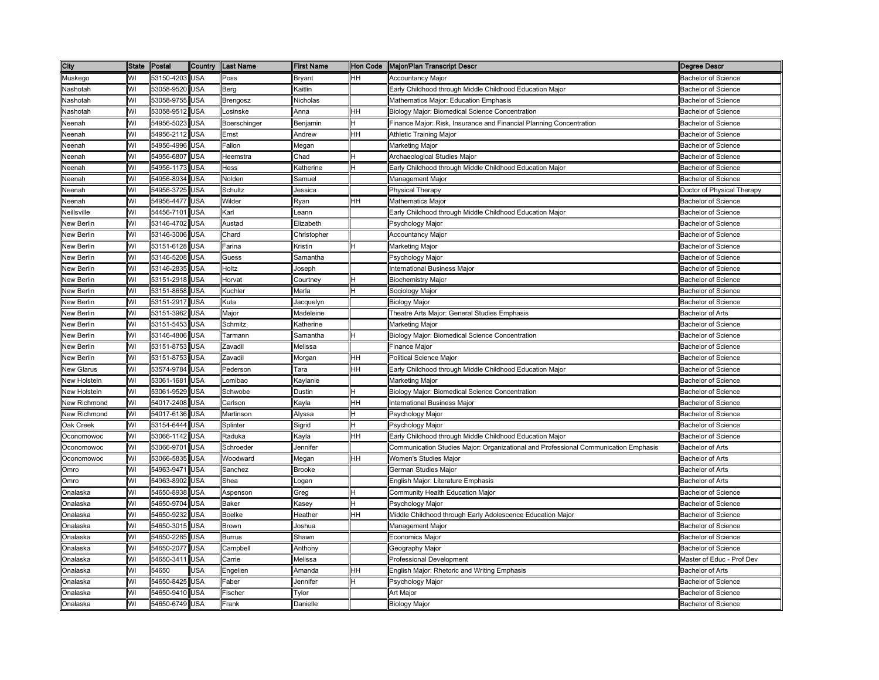| City | State | Postal | Country | Last Name | First Name | Hon Code | Major/Plan Transcript Descr | Degree Descr |
|---|---|---|---|---|---|---|---|---|
| Muskego | WI | 53150-4203 | USA | Poss | Bryant | HH | Accountancy Major | Bachelor of Science |
| Nashotah | WI | 53058-9520 | USA | Berg | Kaitlin | | Early Childhood through Middle Childhood Education Major | Bachelor of Science |
| Nashotah | WI | 53058-9755 | USA | Brengosz | Nicholas | | Mathematics Major: Education Emphasis | Bachelor of Science |
| Nashotah | WI | 53058-9512 | USA | Losinske | Anna | HH | Biology Major: Biomedical Science Concentration | Bachelor of Science |
| Neenah | WI | 54956-5023 | USA | Boerschinger | Benjamin | H | Finance Major: Risk, Insurance and Financial Planning Concentration | Bachelor of Science |
| Neenah | WI | 54956-2112 | USA | Ernst | Andrew | HH | Athletic Training Major | Bachelor of Science |
| Neenah | WI | 54956-4996 | USA | Fallon | Megan | | Marketing Major | Bachelor of Science |
| Neenah | WI | 54956-6807 | USA | Heemstra | Chad | H | Archaeological Studies Major | Bachelor of Science |
| Neenah | WI | 54956-1173 | USA | Hess | Katherine | H | Early Childhood through Middle Childhood Education Major | Bachelor of Science |
| Neenah | WI | 54956-8934 | USA | Nolden | Samuel | | Management Major | Bachelor of Science |
| Neenah | WI | 54956-3725 | USA | Schultz | Jessica | | Physical Therapy | Doctor of Physical Therapy |
| Neenah | WI | 54956-4477 | USA | Wilder | Ryan | HH | Mathematics Major | Bachelor of Science |
| Neillsville | WI | 54456-7101 | USA | Karl | Leann | | Early Childhood through Middle Childhood Education Major | Bachelor of Science |
| New Berlin | WI | 53146-4702 | USA | Austad | Elizabeth | | Psychology Major | Bachelor of Science |
| New Berlin | WI | 53146-3006 | USA | Chard | Christopher | | Accountancy Major | Bachelor of Science |
| New Berlin | WI | 53151-6128 | USA | Farina | Kristin | H | Marketing Major | Bachelor of Science |
| New Berlin | WI | 53146-5208 | USA | Guess | Samantha | | Psychology Major | Bachelor of Science |
| New Berlin | WI | 53146-2835 | USA | Holtz | Joseph | | International Business Major | Bachelor of Science |
| New Berlin | WI | 53151-2918 | USA | Horvat | Courtney | H | Biochemistry Major | Bachelor of Science |
| New Berlin | WI | 53151-8658 | USA | Kuchler | Marla | H | Sociology Major | Bachelor of Science |
| New Berlin | WI | 53151-2917 | USA | Kuta | Jacquelyn | | Biology Major | Bachelor of Science |
| New Berlin | WI | 53151-3962 | USA | Major | Madeleine | | Theatre Arts Major: General Studies Emphasis | Bachelor of Arts |
| New Berlin | WI | 53151-5453 | USA | Schmitz | Katherine | | Marketing Major | Bachelor of Science |
| New Berlin | WI | 53146-4806 | USA | Tarmann | Samantha | H | Biology Major: Biomedical Science Concentration | Bachelor of Science |
| New Berlin | WI | 53151-8753 | USA | Zavadil | Melissa | | Finance Major | Bachelor of Science |
| New Berlin | WI | 53151-8753 | USA | Zavadil | Morgan | HH | Political Science Major | Bachelor of Science |
| New Glarus | WI | 53574-9784 | USA | Pederson | Tara | HH | Early Childhood through Middle Childhood Education Major | Bachelor of Science |
| New Holstein | WI | 53061-1681 | USA | Lomibao | Kaylanie | | Marketing Major | Bachelor of Science |
| New Holstein | WI | 53061-9529 | USA | Schwobe | Dustin | H | Biology Major: Biomedical Science Concentration | Bachelor of Science |
| New Richmond | WI | 54017-2408 | USA | Carlson | Kayla | HH | International Business Major | Bachelor of Science |
| New Richmond | WI | 54017-6136 | USA | Martinson | Alyssa | H | Psychology Major | Bachelor of Science |
| Oak Creek | WI | 53154-6444 | USA | Splinter | Sigrid | H | Psychology Major | Bachelor of Science |
| Oconomowoc | WI | 53066-1142 | USA | Raduka | Kayla | HH | Early Childhood through Middle Childhood Education Major | Bachelor of Science |
| Oconomowoc | WI | 53066-9701 | USA | Schroeder | Jennifer | | Communication Studies Major: Organizational and Professional Communication Emphasis | Bachelor of Arts |
| Oconomowoc | WI | 53066-5835 | USA | Woodward | Megan | HH | Women's Studies Major | Bachelor of Arts |
| Omro | WI | 54963-9471 | USA | Sanchez | Brooke | | German Studies Major | Bachelor of Arts |
| Omro | WI | 54963-8902 | USA | Shea | Logan | | English Major: Literature Emphasis | Bachelor of Arts |
| Onalaska | WI | 54650-8938 | USA | Aspenson | Greg | H | Community Health Education Major | Bachelor of Science |
| Onalaska | WI | 54650-9704 | USA | Baker | Kasey | H | Psychology Major | Bachelor of Science |
| Onalaska | WI | 54650-9232 | USA | Boelke | Heather | HH | Middle Childhood through Early Adolescence Education Major | Bachelor of Science |
| Onalaska | WI | 54650-3015 | USA | Brown | Joshua | | Management Major | Bachelor of Science |
| Onalaska | WI | 54650-2285 | USA | Burrus | Shawn | | Economics Major | Bachelor of Science |
| Onalaska | WI | 54650-2077 | USA | Campbell | Anthony | | Geography Major | Bachelor of Science |
| Onalaska | WI | 54650-3411 | USA | Carrie | Melissa | | Professional Development | Master of Educ - Prof Dev |
| Onalaska | WI | 54650 | USA | Engelien | Amanda | HH | English Major: Rhetoric and Writing Emphasis | Bachelor of Arts |
| Onalaska | WI | 54650-8425 | USA | Faber | Jennifer | H | Psychology Major | Bachelor of Science |
| Onalaska | WI | 54650-9410 | USA | Fischer | Tylor | | Art Major | Bachelor of Science |
| Onalaska | WI | 54650-6749 | USA | Frank | Danielle | | Biology Major | Bachelor of Science |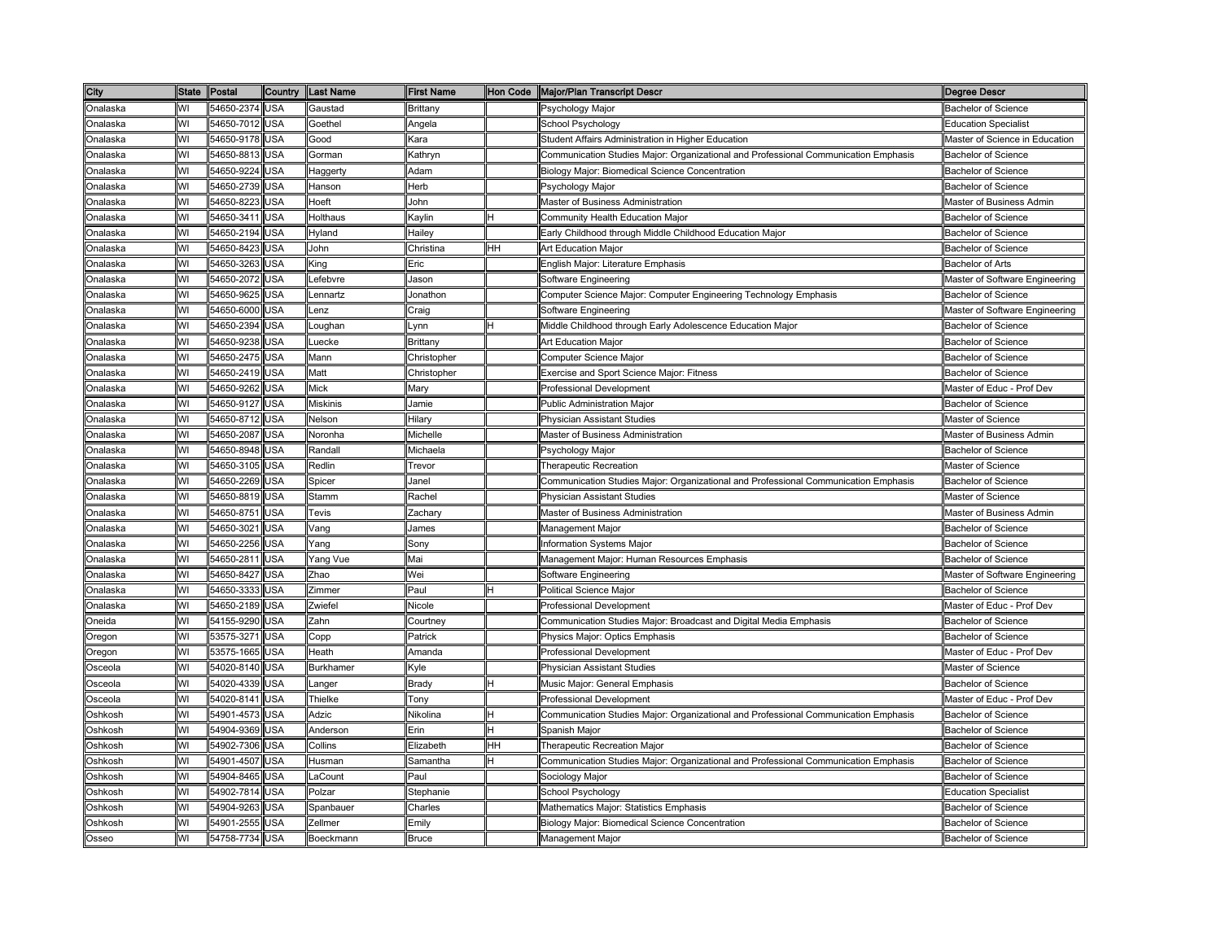| City | State | Postal | Country | Last Name | First Name | Hon Code | Major/Plan Transcript Descr | Degree Descr |
|---|---|---|---|---|---|---|---|---|
| Onalaska | WI | 54650-2374 | USA | Gaustad | Brittany | | Psychology Major | Bachelor of Science |
| Onalaska | WI | 54650-7012 | USA | Goethel | Angela | | School Psychology | Education Specialist |
| Onalaska | WI | 54650-9178 | USA | Good | Kara | | Student Affairs Administration in Higher Education | Master of Science in Education |
| Onalaska | WI | 54650-8813 | USA | Gorman | Kathryn | | Communication Studies Major: Organizational and Professional Communication Emphasis | Bachelor of Science |
| Onalaska | WI | 54650-9224 | USA | Haggerty | Adam | | Biology Major: Biomedical Science Concentration | Bachelor of Science |
| Onalaska | WI | 54650-2739 | USA | Hanson | Herb | | Psychology Major | Bachelor of Science |
| Onalaska | WI | 54650-8223 | USA | Hoeft | John | | Master of Business Administration | Master of Business Admin |
| Onalaska | WI | 54650-3411 | USA | Holthaus | Kaylin | H | Community Health Education Major | Bachelor of Science |
| Onalaska | WI | 54650-2194 | USA | Hyland | Hailey | | Early Childhood through Middle Childhood Education Major | Bachelor of Science |
| Onalaska | WI | 54650-8423 | USA | John | Christina | HH | Art Education Major | Bachelor of Science |
| Onalaska | WI | 54650-3263 | USA | King | Eric | | English Major: Literature Emphasis | Bachelor of Arts |
| Onalaska | WI | 54650-2072 | USA | Lefebvre | Jason | | Software Engineering | Master of Software Engineering |
| Onalaska | WI | 54650-9625 | USA | Lennartz | Jonathon | | Computer Science Major: Computer Engineering Technology Emphasis | Bachelor of Science |
| Onalaska | WI | 54650-6000 | USA | Lenz | Craig | | Software Engineering | Master of Software Engineering |
| Onalaska | WI | 54650-2394 | USA | Loughan | Lynn | H | Middle Childhood through Early Adolescence Education Major | Bachelor of Science |
| Onalaska | WI | 54650-9238 | USA | Luecke | Brittany | | Art Education Major | Bachelor of Science |
| Onalaska | WI | 54650-2475 | USA | Mann | Christopher | | Computer Science Major | Bachelor of Science |
| Onalaska | WI | 54650-2419 | USA | Matt | Christopher | | Exercise and Sport Science Major: Fitness | Bachelor of Science |
| Onalaska | WI | 54650-9262 | USA | Mick | Mary | | Professional Development | Master of Educ - Prof Dev |
| Onalaska | WI | 54650-9127 | USA | Miskinis | Jamie | | Public Administration Major | Bachelor of Science |
| Onalaska | WI | 54650-8712 | USA | Nelson | Hilary | | Physician Assistant Studies | Master of Science |
| Onalaska | WI | 54650-2087 | USA | Noronha | Michelle | | Master of Business Administration | Master of Business Admin |
| Onalaska | WI | 54650-8948 | USA | Randall | Michaela | | Psychology Major | Bachelor of Science |
| Onalaska | WI | 54650-3105 | USA | Redlin | Trevor | | Therapeutic Recreation | Master of Science |
| Onalaska | WI | 54650-2269 | USA | Spicer | Janel | | Communication Studies Major: Organizational and Professional Communication Emphasis | Bachelor of Science |
| Onalaska | WI | 54650-8819 | USA | Stamm | Rachel | | Physician Assistant Studies | Master of Science |
| Onalaska | WI | 54650-8751 | USA | Tevis | Zachary | | Master of Business Administration | Master of Business Admin |
| Onalaska | WI | 54650-3021 | USA | Vang | James | | Management Major | Bachelor of Science |
| Onalaska | WI | 54650-2256 | USA | Yang | Sony | | Information Systems Major | Bachelor of Science |
| Onalaska | WI | 54650-2811 | USA | Yang Vue | Mai | | Management Major: Human Resources Emphasis | Bachelor of Science |
| Onalaska | WI | 54650-8427 | USA | Zhao | Wei | | Software Engineering | Master of Software Engineering |
| Onalaska | WI | 54650-3333 | USA | Zimmer | Paul | H | Political Science Major | Bachelor of Science |
| Onalaska | WI | 54650-2189 | USA | Zwiefel | Nicole | | Professional Development | Master of Educ - Prof Dev |
| Oneida | WI | 54155-9290 | USA | Zahn | Courtney | | Communication Studies Major: Broadcast and Digital Media Emphasis | Bachelor of Science |
| Oregon | WI | 53575-3271 | USA | Copp | Patrick | | Physics Major: Optics Emphasis | Bachelor of Science |
| Oregon | WI | 53575-1665 | USA | Heath | Amanda | | Professional Development | Master of Educ - Prof Dev |
| Osceola | WI | 54020-8140 | USA | Burkhamer | Kyle | | Physician Assistant Studies | Master of Science |
| Osceola | WI | 54020-4339 | USA | Langer | Brady | H | Music Major: General Emphasis | Bachelor of Science |
| Osceola | WI | 54020-8141 | USA | Thielke | Tony | | Professional Development | Master of Educ - Prof Dev |
| Oshkosh | WI | 54901-4573 | USA | Adzic | Nikolina | H | Communication Studies Major: Organizational and Professional Communication Emphasis | Bachelor of Science |
| Oshkosh | WI | 54904-9369 | USA | Anderson | Erin | H | Spanish Major | Bachelor of Science |
| Oshkosh | WI | 54902-7306 | USA | Collins | Elizabeth | HH | Therapeutic Recreation Major | Bachelor of Science |
| Oshkosh | WI | 54901-4507 | USA | Husman | Samantha | H | Communication Studies Major: Organizational and Professional Communication Emphasis | Bachelor of Science |
| Oshkosh | WI | 54904-8465 | USA | LaCount | Paul | | Sociology Major | Bachelor of Science |
| Oshkosh | WI | 54902-7814 | USA | Polzar | Stephanie | | School Psychology | Education Specialist |
| Oshkosh | WI | 54904-9263 | USA | Spanbauer | Charles | | Mathematics Major: Statistics Emphasis | Bachelor of Science |
| Oshkosh | WI | 54901-2555 | USA | Zellmer | Emily | | Biology Major: Biomedical Science Concentration | Bachelor of Science |
| Osseo | WI | 54758-7734 | USA | Boeckmann | Bruce | | Management Major | Bachelor of Science |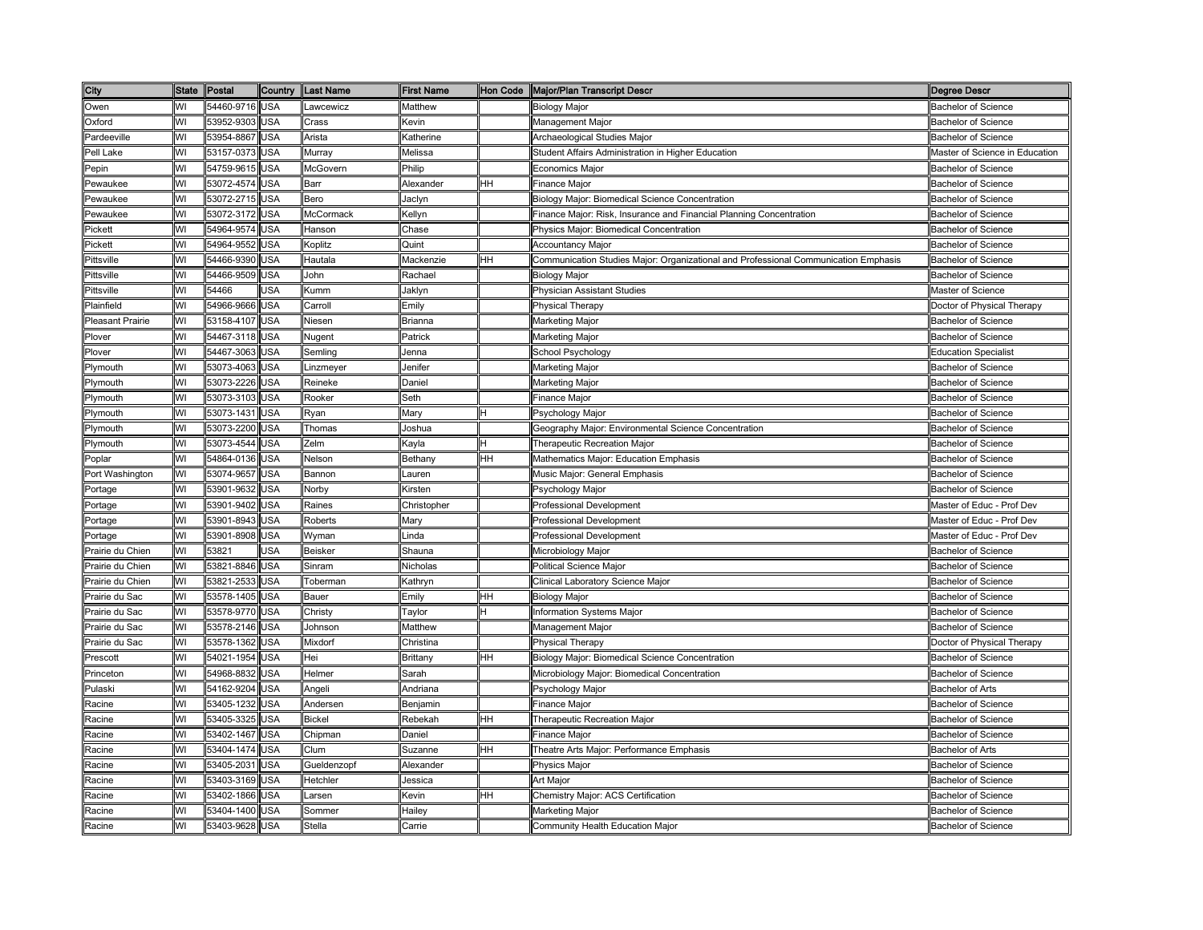| City | State | Postal | Country | Last Name | First Name | Hon Code | Major/Plan Transcript Descr | Degree Descr |
|---|---|---|---|---|---|---|---|---|
| Owen | WI | 54460-9716 | USA | Lawcewicz | Matthew | | Biology Major | Bachelor of Science |
| Oxford | WI | 53952-9303 | USA | Crass | Kevin | | Management Major | Bachelor of Science |
| Pardeeville | WI | 53954-8867 | USA | Arista | Katherine | | Archaeological Studies Major | Bachelor of Science |
| Pell Lake | WI | 53157-0373 | USA | Murray | Melissa | | Student Affairs Administration in Higher Education | Master of Science in Education |
| Pepin | WI | 54759-9615 | USA | McGovern | Philip | | Economics Major | Bachelor of Science |
| Pewaukee | WI | 53072-4574 | USA | Barr | Alexander | HH | Finance Major | Bachelor of Science |
| Pewaukee | WI | 53072-2715 | USA | Bero | Jaclyn | | Biology Major: Biomedical Science Concentration | Bachelor of Science |
| Pewaukee | WI | 53072-3172 | USA | McCormack | Kellyn | | Finance Major: Risk, Insurance and Financial Planning Concentration | Bachelor of Science |
| Pickett | WI | 54964-9574 | USA | Hanson | Chase | | Physics Major: Biomedical Concentration | Bachelor of Science |
| Pickett | WI | 54964-9552 | USA | Koplitz | Quint | | Accountancy Major | Bachelor of Science |
| Pittsville | WI | 54466-9390 | USA | Hautala | Mackenzie | HH | Communication Studies Major: Organizational and Professional Communication Emphasis | Bachelor of Science |
| Pittsville | WI | 54466-9509 | USA | John | Rachael | | Biology Major | Bachelor of Science |
| Pittsville | WI | 54466 | USA | Kumm | Jaklyn | | Physician Assistant Studies | Master of Science |
| Plainfield | WI | 54966-9666 | USA | Carroll | Emily | | Physical Therapy | Doctor of Physical Therapy |
| Pleasant Prairie | WI | 53158-4107 | USA | Niesen | Brianna | | Marketing Major | Bachelor of Science |
| Plover | WI | 54467-3118 | USA | Nugent | Patrick | | Marketing Major | Bachelor of Science |
| Plover | WI | 54467-3063 | USA | Semling | Jenna | | School Psychology | Education Specialist |
| Plymouth | WI | 53073-4063 | USA | Linzmeyer | Jenifer | | Marketing Major | Bachelor of Science |
| Plymouth | WI | 53073-2226 | USA | Reineke | Daniel | | Marketing Major | Bachelor of Science |
| Plymouth | WI | 53073-3103 | USA | Rooker | Seth | | Finance Major | Bachelor of Science |
| Plymouth | WI | 53073-1431 | USA | Ryan | Mary | H | Psychology Major | Bachelor of Science |
| Plymouth | WI | 53073-2200 | USA | Thomas | Joshua | | Geography Major: Environmental Science Concentration | Bachelor of Science |
| Plymouth | WI | 53073-4544 | USA | Zelm | Kayla | H | Therapeutic Recreation Major | Bachelor of Science |
| Poplar | WI | 54864-0136 | USA | Nelson | Bethany | HH | Mathematics Major: Education Emphasis | Bachelor of Science |
| Port Washington | WI | 53074-9657 | USA | Bannon | Lauren | | Music Major: General Emphasis | Bachelor of Science |
| Portage | WI | 53901-9632 | USA | Norby | Kirsten | | Psychology Major | Bachelor of Science |
| Portage | WI | 53901-9402 | USA | Raines | Christopher | | Professional Development | Master of Educ - Prof Dev |
| Portage | WI | 53901-8943 | USA | Roberts | Mary | | Professional Development | Master of Educ - Prof Dev |
| Portage | WI | 53901-8908 | USA | Wyman | Linda | | Professional Development | Master of Educ - Prof Dev |
| Prairie du Chien | WI | 53821 | USA | Beisker | Shauna | | Microbiology Major | Bachelor of Science |
| Prairie du Chien | WI | 53821-8846 | USA | Sinram | Nicholas | | Political Science Major | Bachelor of Science |
| Prairie du Chien | WI | 53821-2533 | USA | Toberman | Kathryn | | Clinical Laboratory Science Major | Bachelor of Science |
| Prairie du Sac | WI | 53578-1405 | USA | Bauer | Emily | HH | Biology Major | Bachelor of Science |
| Prairie du Sac | WI | 53578-9770 | USA | Christy | Taylor | H | Information Systems Major | Bachelor of Science |
| Prairie du Sac | WI | 53578-2146 | USA | Johnson | Matthew | | Management Major | Bachelor of Science |
| Prairie du Sac | WI | 53578-1362 | USA | Mixdorf | Christina | | Physical Therapy | Doctor of Physical Therapy |
| Prescott | WI | 54021-1954 | USA | Hei | Brittany | HH | Biology Major: Biomedical Science Concentration | Bachelor of Science |
| Princeton | WI | 54968-8832 | USA | Helmer | Sarah | | Microbiology Major: Biomedical Concentration | Bachelor of Science |
| Pulaski | WI | 54162-9204 | USA | Angeli | Andriana | | Psychology Major | Bachelor of Arts |
| Racine | WI | 53405-1232 | USA | Andersen | Benjamin | | Finance Major | Bachelor of Science |
| Racine | WI | 53405-3325 | USA | Bickel | Rebekah | HH | Therapeutic Recreation Major | Bachelor of Science |
| Racine | WI | 53402-1467 | USA | Chipman | Daniel | | Finance Major | Bachelor of Science |
| Racine | WI | 53404-1474 | USA | Clum | Suzanne | HH | Theatre Arts Major: Performance Emphasis | Bachelor of Arts |
| Racine | WI | 53405-2031 | USA | Gueldenzopf | Alexander | | Physics Major | Bachelor of Science |
| Racine | WI | 53403-3169 | USA | Hetchler | Jessica | | Art Major | Bachelor of Science |
| Racine | WI | 53402-1866 | USA | Larsen | Kevin | HH | Chemistry Major: ACS Certification | Bachelor of Science |
| Racine | WI | 53404-1400 | USA | Sommer | Hailey | | Marketing Major | Bachelor of Science |
| Racine | WI | 53403-9628 | USA | Stella | Carrie | | Community Health Education Major | Bachelor of Science |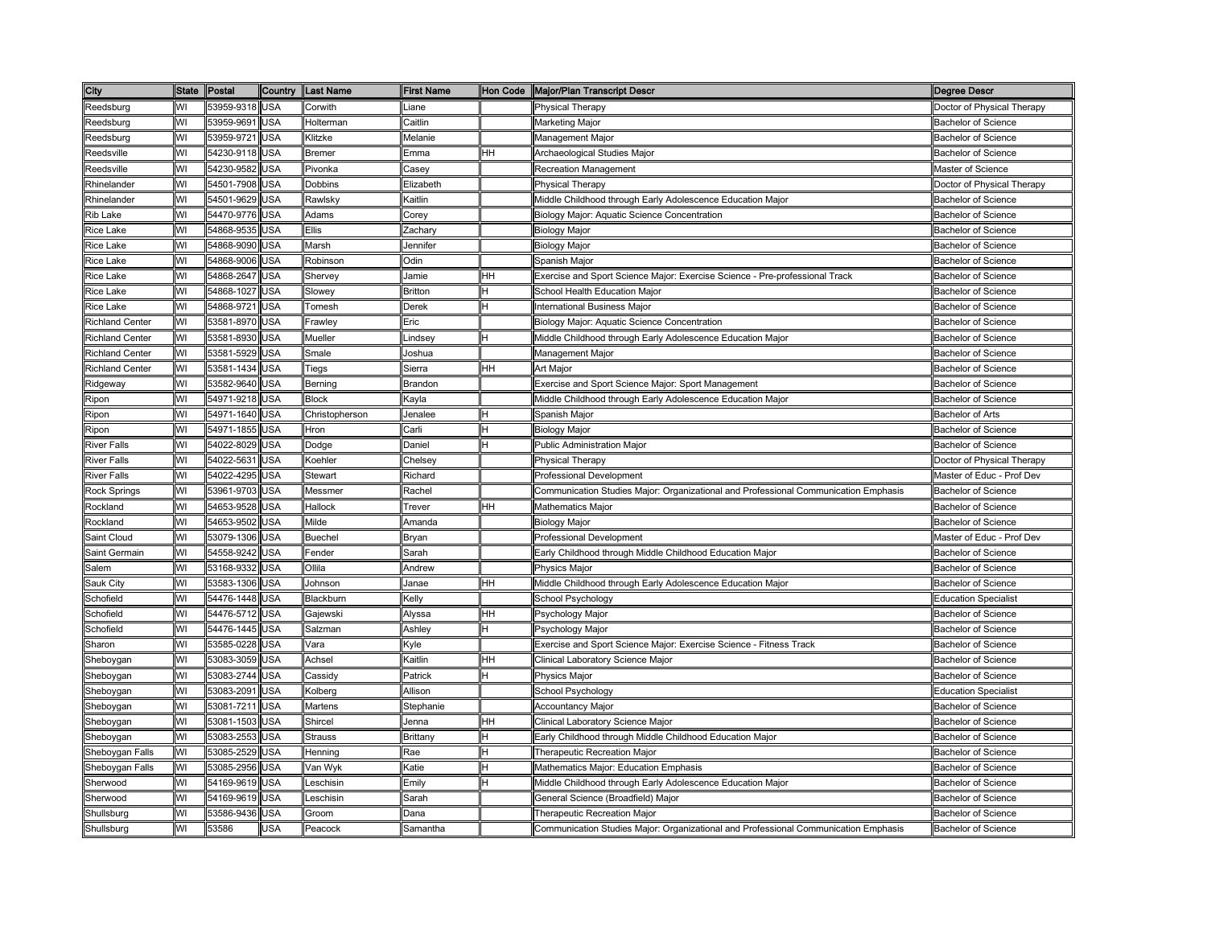| City | State | Postal | Country | Last Name | First Name | Hon Code | Major/Plan Transcript Descr | Degree Descr |
|---|---|---|---|---|---|---|---|---|
| Reedsburg | WI | 53959-9318 | USA | Corwith | Liane | | Physical Therapy | Doctor of Physical Therapy |
| Reedsburg | WI | 53959-9691 | USA | Holterman | Caitlin | | Marketing Major | Bachelor of Science |
| Reedsburg | WI | 53959-9721 | USA | Klitzke | Melanie | | Management Major | Bachelor of Science |
| Reedsville | WI | 54230-9118 | USA | Bremer | Emma | HH | Archaeological Studies Major | Bachelor of Science |
| Reedsville | WI | 54230-9582 | USA | Pivonka | Casey | | Recreation Management | Master of Science |
| Rhinelander | WI | 54501-7908 | USA | Dobbins | Elizabeth | | Physical Therapy | Doctor of Physical Therapy |
| Rhinelander | WI | 54501-9629 | USA | Rawlsky | Kaitlin | | Middle Childhood through Early Adolescence Education Major | Bachelor of Science |
| Rib Lake | WI | 54470-9776 | USA | Adams | Corey | | Biology Major: Aquatic Science Concentration | Bachelor of Science |
| Rice Lake | WI | 54868-9535 | USA | Ellis | Zachary | | Biology Major | Bachelor of Science |
| Rice Lake | WI | 54868-9090 | USA | Marsh | Jennifer | | Biology Major | Bachelor of Science |
| Rice Lake | WI | 54868-9006 | USA | Robinson | Odin | | Spanish Major | Bachelor of Science |
| Rice Lake | WI | 54868-2647 | USA | Shervey | Jamie | HH | Exercise and Sport Science Major: Exercise Science - Pre-professional Track | Bachelor of Science |
| Rice Lake | WI | 54868-1027 | USA | Slowey | Britton | H | School Health Education Major | Bachelor of Science |
| Rice Lake | WI | 54868-9721 | USA | Tomesh | Derek | H | International Business Major | Bachelor of Science |
| Richland Center | WI | 53581-8970 | USA | Frawley | Eric | | Biology Major: Aquatic Science Concentration | Bachelor of Science |
| Richland Center | WI | 53581-8930 | USA | Mueller | Lindsey | H | Middle Childhood through Early Adolescence Education Major | Bachelor of Science |
| Richland Center | WI | 53581-5929 | USA | Smale | Joshua | | Management Major | Bachelor of Science |
| Richland Center | WI | 53581-1434 | USA | Tiegs | Sierra | HH | Art Major | Bachelor of Science |
| Ridgeway | WI | 53582-9640 | USA | Berning | Brandon | | Exercise and Sport Science Major: Sport Management | Bachelor of Science |
| Ripon | WI | 54971-9218 | USA | Block | Kayla | | Middle Childhood through Early Adolescence Education Major | Bachelor of Science |
| Ripon | WI | 54971-1640 | USA | Christopherson | Jenalee | H | Spanish Major | Bachelor of Arts |
| Ripon | WI | 54971-1855 | USA | Hron | Carli | H | Biology Major | Bachelor of Science |
| River Falls | WI | 54022-8029 | USA | Dodge | Daniel | H | Public Administration Major | Bachelor of Science |
| River Falls | WI | 54022-5631 | USA | Koehler | Chelsey | | Physical Therapy | Doctor of Physical Therapy |
| River Falls | WI | 54022-4295 | USA | Stewart | Richard | | Professional Development | Master of Educ - Prof Dev |
| Rock Springs | WI | 53961-9703 | USA | Messmer | Rachel | | Communication Studies Major: Organizational and Professional Communication Emphasis | Bachelor of Science |
| Rockland | WI | 54653-9528 | USA | Hallock | Trever | HH | Mathematics Major | Bachelor of Science |
| Rockland | WI | 54653-9502 | USA | Milde | Amanda | | Biology Major | Bachelor of Science |
| Saint Cloud | WI | 53079-1306 | USA | Buechel | Bryan | | Professional Development | Master of Educ - Prof Dev |
| Saint Germain | WI | 54558-9242 | USA | Fender | Sarah | | Early Childhood through Middle Childhood Education Major | Bachelor of Science |
| Salem | WI | 53168-9332 | USA | Ollila | Andrew | | Physics Major | Bachelor of Science |
| Sauk City | WI | 53583-1306 | USA | Johnson | Janae | HH | Middle Childhood through Early Adolescence Education Major | Bachelor of Science |
| Schofield | WI | 54476-1448 | USA | Blackburn | Kelly | | School Psychology | Education Specialist |
| Schofield | WI | 54476-5712 | USA | Gajewski | Alyssa | HH | Psychology Major | Bachelor of Science |
| Schofield | WI | 54476-1445 | USA | Salzman | Ashley | H | Psychology Major | Bachelor of Science |
| Sharon | WI | 53585-0228 | USA | Vara | Kyle | | Exercise and Sport Science Major: Exercise Science - Fitness Track | Bachelor of Science |
| Sheboygan | WI | 53083-3059 | USA | Achsel | Kaitlin | HH | Clinical Laboratory Science Major | Bachelor of Science |
| Sheboygan | WI | 53083-2744 | USA | Cassidy | Patrick | H | Physics Major | Bachelor of Science |
| Sheboygan | WI | 53083-2091 | USA | Kolberg | Allison | | School Psychology | Education Specialist |
| Sheboygan | WI | 53081-7211 | USA | Martens | Stephanie | | Accountancy Major | Bachelor of Science |
| Sheboygan | WI | 53081-1503 | USA | Shircel | Jenna | HH | Clinical Laboratory Science Major | Bachelor of Science |
| Sheboygan | WI | 53083-2553 | USA | Strauss | Brittany | H | Early Childhood through Middle Childhood Education Major | Bachelor of Science |
| Sheboygan Falls | WI | 53085-2529 | USA | Henning | Rae | H | Therapeutic Recreation Major | Bachelor of Science |
| Sheboygan Falls | WI | 53085-2956 | USA | Van Wyk | Katie | H | Mathematics Major: Education Emphasis | Bachelor of Science |
| Sherwood | WI | 54169-9619 | USA | Leschisin | Emily | H | Middle Childhood through Early Adolescence Education Major | Bachelor of Science |
| Sherwood | WI | 54169-9619 | USA | Leschisin | Sarah | | General Science (Broadfield) Major | Bachelor of Science |
| Shullsburg | WI | 53586-9436 | USA | Groom | Dana | | Therapeutic Recreation Major | Bachelor of Science |
| Shullsburg | WI | 53586 | USA | Peacock | Samantha | | Communication Studies Major: Organizational and Professional Communication Emphasis | Bachelor of Science |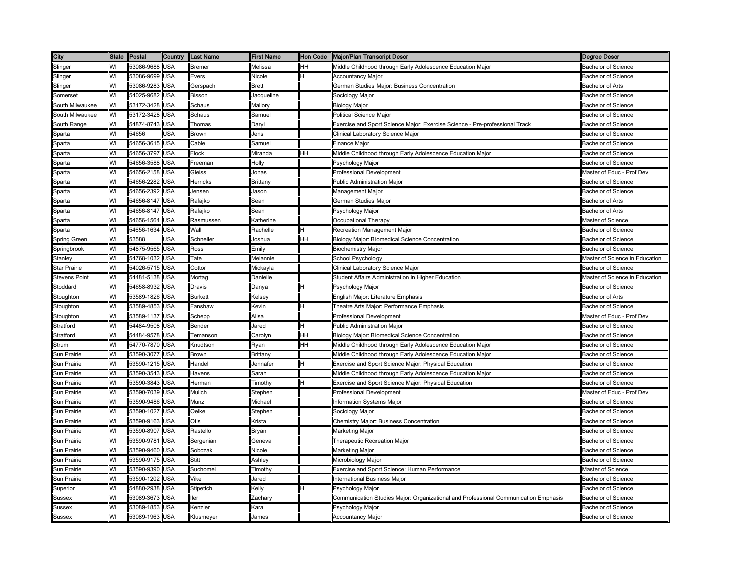| City | State | Postal | Country | Last Name | First Name | Hon Code | Major/Plan Transcript Descr | Degree Descr |
|---|---|---|---|---|---|---|---|---|
| Slinger | WI | 53086-9688 | USA | Bremer | Melissa | HH | Middle Childhood through Early Adolescence Education Major | Bachelor of Science |
| Slinger | WI | 53086-9699 | USA | Evers | Nicole | H | Accountancy Major | Bachelor of Science |
| Slinger | WI | 53086-9283 | USA | Gerspach | Brett | | German Studies Major: Business Concentration | Bachelor of Arts |
| Somerset | WI | 54025-9682 | USA | Bisson | Jacqueline | | Sociology Major | Bachelor of Science |
| South Milwaukee | WI | 53172-3428 | USA | Schaus | Mallory | | Biology Major | Bachelor of Science |
| South Milwaukee | WI | 53172-3428 | USA | Schaus | Samuel | | Political Science Major | Bachelor of Science |
| South Range | WI | 54874-8743 | USA | Thomas | Daryl | | Exercise and Sport Science Major: Exercise Science - Pre-professional Track | Bachelor of Science |
| Sparta | WI | 54656 | USA | Brown | Jens | | Clinical Laboratory Science Major | Bachelor of Science |
| Sparta | WI | 54656-3615 | USA | Cable | Samuel | | Finance Major | Bachelor of Science |
| Sparta | WI | 54656-3797 | USA | Flock | Miranda | HH | Middle Childhood through Early Adolescence Education Major | Bachelor of Science |
| Sparta | WI | 54656-3588 | USA | Freeman | Holly | | Psychology Major | Bachelor of Science |
| Sparta | WI | 54656-2158 | USA | Gleiss | Jonas | | Professional Development | Master of Educ - Prof Dev |
| Sparta | WI | 54656-2282 | USA | Herricks | Brittany | | Public Administration Major | Bachelor of Science |
| Sparta | WI | 54656-2392 | USA | Jensen | Jason | | Management Major | Bachelor of Science |
| Sparta | WI | 54656-8147 | USA | Rafajko | Sean | | German Studies Major | Bachelor of Arts |
| Sparta | WI | 54656-8147 | USA | Rafajko | Sean | | Psychology Major | Bachelor of Arts |
| Sparta | WI | 54656-1564 | USA | Rasmussen | Katherine | | Occupational Therapy | Master of Science |
| Sparta | WI | 54656-1634 | USA | Wall | Rachelle | H | Recreation Management Major | Bachelor of Science |
| Spring Green | WI | 53588 | USA | Schneller | Joshua | HH | Biology Major: Biomedical Science Concentration | Bachelor of Science |
| Springbrook | WI | 54875-9565 | USA | Ross | Emily | | Biochemistry Major | Bachelor of Science |
| Stanley | WI | 54768-1032 | USA | Tate | Melannie | | School Psychology | Master of Science in Education |
| Star Prairie | WI | 54026-5715 | USA | Cottor | Mickayla | | Clinical Laboratory Science Major | Bachelor of Science |
| Stevens Point | WI | 54481-5138 | USA | Mortag | Danielle | | Student Affairs Administration in Higher Education | Master of Science in Education |
| Stoddard | WI | 54658-8932 | USA | Dravis | Danya | H | Psychology Major | Bachelor of Science |
| Stoughton | WI | 53589-1826 | USA | Burkett | Kelsey | | English Major: Literature Emphasis | Bachelor of Arts |
| Stoughton | WI | 53589-4853 | USA | Fanshaw | Kevin | H | Theatre Arts Major: Performance Emphasis | Bachelor of Science |
| Stoughton | WI | 53589-1137 | USA | Schepp | Alisa | | Professional Development | Master of Educ - Prof Dev |
| Stratford | WI | 54484-9508 | USA | Bender | Jared | H | Public Administration Major | Bachelor of Science |
| Stratford | WI | 54484-9578 | USA | Temanson | Carolyn | HH | Biology Major: Biomedical Science Concentration | Bachelor of Science |
| Strum | WI | 54770-7870 | USA | Knudtson | Ryan | HH | Middle Childhood through Early Adolescence Education Major | Bachelor of Science |
| Sun Prairie | WI | 53590-3077 | USA | Brown | Brittany | | Middle Childhood through Early Adolescence Education Major | Bachelor of Science |
| Sun Prairie | WI | 53590-1215 | USA | Handel | Jennafer | H | Exercise and Sport Science Major: Physical Education | Bachelor of Science |
| Sun Prairie | WI | 53590-3543 | USA | Havens | Sarah | | Middle Childhood through Early Adolescence Education Major | Bachelor of Science |
| Sun Prairie | WI | 53590-3843 | USA | Herman | Timothy | H | Exercise and Sport Science Major: Physical Education | Bachelor of Science |
| Sun Prairie | WI | 53590-7039 | USA | Mulich | Stephen | | Professional Development | Master of Educ - Prof Dev |
| Sun Prairie | WI | 53590-9486 | USA | Munz | Michael | | Information Systems Major | Bachelor of Science |
| Sun Prairie | WI | 53590-1027 | USA | Oelke | Stephen | | Sociology Major | Bachelor of Science |
| Sun Prairie | WI | 53590-9163 | USA | Otis | Krista | | Chemistry Major: Business Concentration | Bachelor of Science |
| Sun Prairie | WI | 53590-8907 | USA | Rastello | Bryan | | Marketing Major | Bachelor of Science |
| Sun Prairie | WI | 53590-9781 | USA | Sergenian | Geneva | | Therapeutic Recreation Major | Bachelor of Science |
| Sun Prairie | WI | 53590-9460 | USA | Sobczak | Nicole | | Marketing Major | Bachelor of Science |
| Sun Prairie | WI | 53590-9175 | USA | Stitt | Ashley | | Microbiology Major | Bachelor of Science |
| Sun Prairie | WI | 53590-9390 | USA | Suchomel | Timothy | | Exercise and Sport Science: Human Performance | Master of Science |
| Sun Prairie | WI | 53590-1202 | USA | Vike | Jared | | International Business Major | Bachelor of Science |
| Superior | WI | 54880-2938 | USA | Stipetich | Kelly | H | Psychology Major | Bachelor of Science |
| Sussex | WI | 53089-3673 | USA | Iler | Zachary | | Communication Studies Major: Organizational and Professional Communication Emphasis | Bachelor of Science |
| Sussex | WI | 53089-1853 | USA | Kenzler | Kara | | Psychology Major | Bachelor of Science |
| Sussex | WI | 53089-1963 | USA | Klusmeyer | James | | Accountancy Major | Bachelor of Science |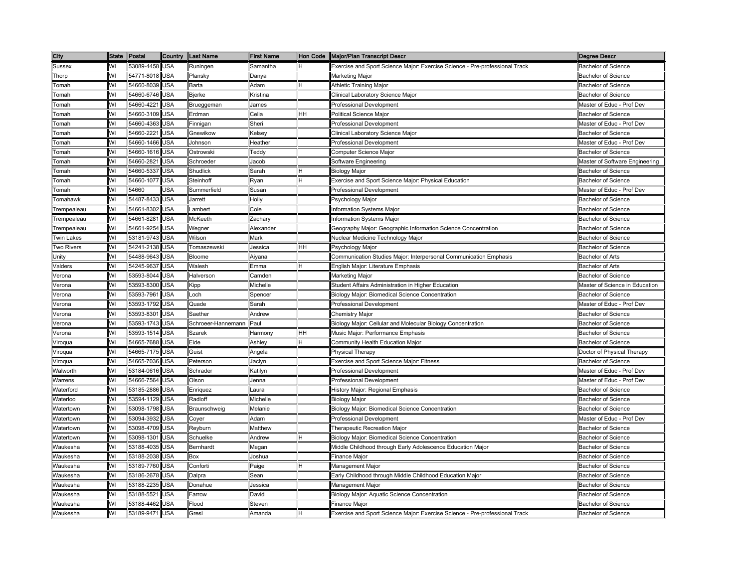| City | State | Postal | Country | Last Name | First Name | Hon Code | Major/Plan Transcript Descr | Degree Descr |
|---|---|---|---|---|---|---|---|---|
| Sussex | WI | 53089-4458 | USA | Runingen | Samantha | H | Exercise and Sport Science Major: Exercise Science - Pre-professional Track | Bachelor of Science |
| Thorp | WI | 54771-8018 | USA | Plansky | Danya | | Marketing Major | Bachelor of Science |
| Tomah | WI | 54660-8039 | USA | Barta | Adam | H | Athletic Training Major | Bachelor of Science |
| Tomah | WI | 54660-6746 | USA | Bjerke | Kristina | | Clinical Laboratory Science Major | Bachelor of Science |
| Tomah | WI | 54660-4221 | USA | Brueggeman | James | | Professional Development | Master of Educ - Prof Dev |
| Tomah | WI | 54660-3109 | USA | Erdman | Celia | HH | Political Science Major | Bachelor of Science |
| Tomah | WI | 54660-4363 | USA | Finnigan | Sheri | | Professional Development | Master of Educ - Prof Dev |
| Tomah | WI | 54660-2221 | USA | Gnewikow | Kelsey | | Clinical Laboratory Science Major | Bachelor of Science |
| Tomah | WI | 54660-1466 | USA | Johnson | Heather | | Professional Development | Master of Educ - Prof Dev |
| Tomah | WI | 54660-1616 | USA | Ostrowski | Teddy | | Computer Science Major | Bachelor of Science |
| Tomah | WI | 54660-2821 | USA | Schroeder | Jacob | | Software Engineering | Master of Software Engineering |
| Tomah | WI | 54660-5337 | USA | Shudlick | Sarah | H | Biology Major | Bachelor of Science |
| Tomah | WI | 54660-1077 | USA | Steinhoff | Ryan | H | Exercise and Sport Science Major: Physical Education | Bachelor of Science |
| Tomah | WI | 54660 | USA | Summerfield | Susan | | Professional Development | Master of Educ - Prof Dev |
| Tomahawk | WI | 54487-8433 | USA | Jarrett | Holly | | Psychology Major | Bachelor of Science |
| Trempealeau | WI | 54661-8302 | USA | Lambert | Cole | | Information Systems Major | Bachelor of Science |
| Trempealeau | WI | 54661-8281 | USA | McKeeth | Zachary | | Information Systems Major | Bachelor of Science |
| Trempealeau | WI | 54661-9254 | USA | Wegner | Alexander | | Geography Major: Geographic Information Science Concentration | Bachelor of Science |
| Twin Lakes | WI | 53181-9743 | USA | Wilson | Mark | | Nuclear Medicine Technology Major | Bachelor of Science |
| Two Rivers | WI | 54241-2138 | USA | Tomaszewski | Jessica | HH | Psychology Major | Bachelor of Science |
| Unity | WI | 54488-9643 | USA | Bloome | Aiyana | | Communication Studies Major: Interpersonal Communication Emphasis | Bachelor of Arts |
| Valders | WI | 54245-9637 | USA | Walesh | Emma | H | English Major: Literature Emphasis | Bachelor of Arts |
| Verona | WI | 53593-8044 | USA | Halverson | Camden | | Marketing Major | Bachelor of Science |
| Verona | WI | 53593-8300 | USA | Kipp | Michelle | | Student Affairs Administration in Higher Education | Master of Science in Education |
| Verona | WI | 53593-7961 | USA | Loch | Spencer | | Biology Major: Biomedical Science Concentration | Bachelor of Science |
| Verona | WI | 53593-1792 | USA | Quade | Sarah | | Professional Development | Master of Educ - Prof Dev |
| Verona | WI | 53593-8301 | USA | Saether | Andrew | | Chemistry Major | Bachelor of Science |
| Verona | WI | 53593-1743 | USA | Schroeer-Hannemann | Paul | | Biology Major: Cellular and Molecular Biology Concentration | Bachelor of Science |
| Verona | WI | 53593-1514 | USA | Szarek | Harmony | HH | Music Major: Performance Emphasis | Bachelor of Science |
| Viroqua | WI | 54665-7688 | USA | Eide | Ashley | H | Community Health Education Major | Bachelor of Science |
| Viroqua | WI | 54665-7175 | USA | Guist | Angela | | Physical Therapy | Doctor of Physical Therapy |
| Viroqua | WI | 54665-7036 | USA | Peterson | Jaclyn | | Exercise and Sport Science Major: Fitness | Bachelor of Science |
| Walworth | WI | 53184-0616 | USA | Schrader | Katilyn | | Professional Development | Master of Educ - Prof Dev |
| Warrens | WI | 54666-7564 | USA | Olson | Jenna | | Professional Development | Master of Educ - Prof Dev |
| Waterford | WI | 53185-2886 | USA | Enriquez | Laura | | History Major: Regional Emphasis | Bachelor of Science |
| Waterloo | WI | 53594-1129 | USA | Radloff | Michelle | | Biology Major | Bachelor of Science |
| Watertown | WI | 53098-1798 | USA | Braunschweig | Melanie | | Biology Major: Biomedical Science Concentration | Bachelor of Science |
| Watertown | WI | 53094-3932 | USA | Coyer | Adam | | Professional Development | Master of Educ - Prof Dev |
| Watertown | WI | 53098-4709 | USA | Reyburn | Matthew | | Therapeutic Recreation Major | Bachelor of Science |
| Watertown | WI | 53098-1301 | USA | Schuelke | Andrew | H | Biology Major: Biomedical Science Concentration | Bachelor of Science |
| Waukesha | WI | 53188-4035 | USA | Bernhardt | Megan | | Middle Childhood through Early Adolescence Education Major | Bachelor of Science |
| Waukesha | WI | 53188-2038 | USA | Box | Joshua | | Finance Major | Bachelor of Science |
| Waukesha | WI | 53189-7760 | USA | Conforti | Paige | H | Management Major | Bachelor of Science |
| Waukesha | WI | 53186-2678 | USA | Dalpra | Sean | | Early Childhood through Middle Childhood Education Major | Bachelor of Science |
| Waukesha | WI | 53188-2235 | USA | Donahue | Jessica | | Management Major | Bachelor of Science |
| Waukesha | WI | 53188-5521 | USA | Farrow | David | | Biology Major: Aquatic Science Concentration | Bachelor of Science |
| Waukesha | WI | 53188-4462 | USA | Flood | Steven | | Finance Major | Bachelor of Science |
| Waukesha | WI | 53189-9471 | USA | Gresl | Amanda | H | Exercise and Sport Science Major: Exercise Science - Pre-professional Track | Bachelor of Science |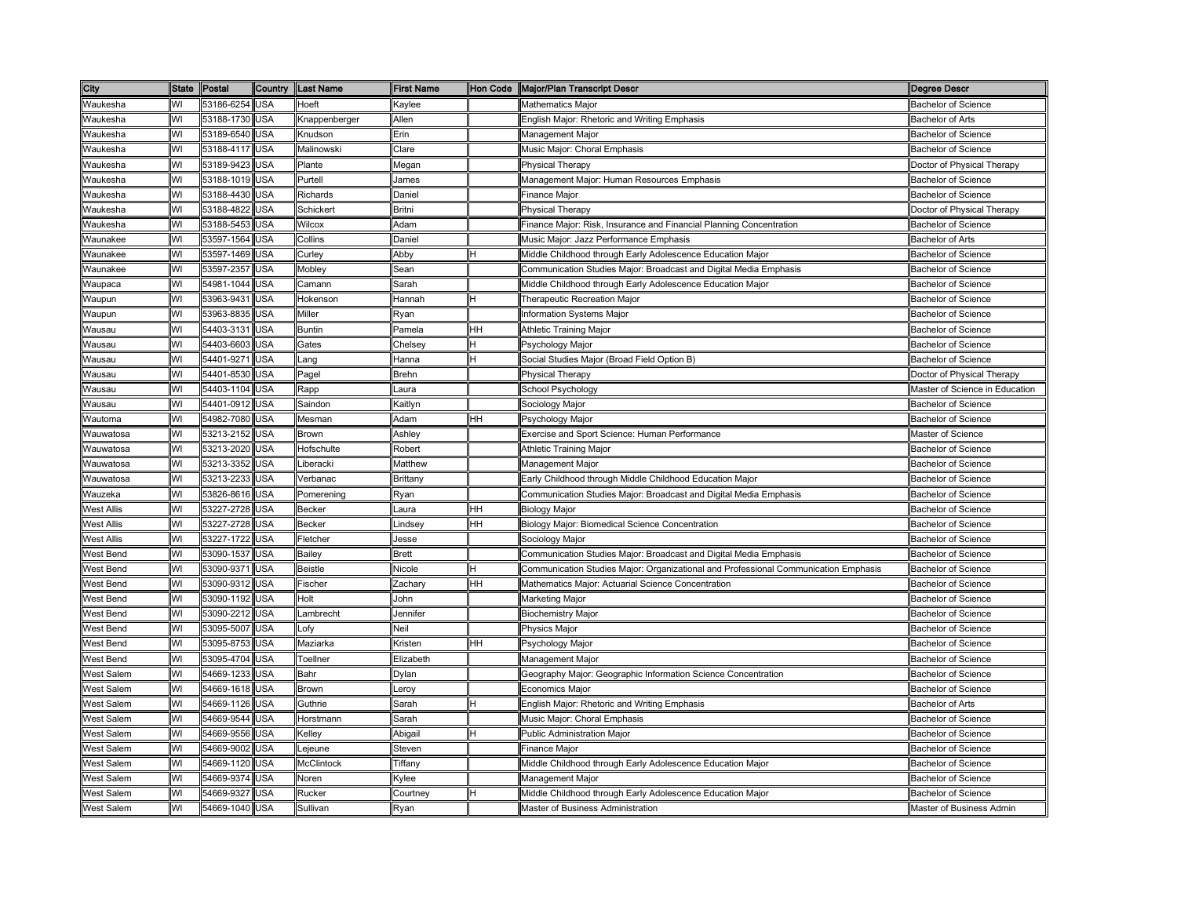| City | State | Postal | Country | Last Name | First Name | Hon Code | Major/Plan Transcript Descr | Degree Descr |
|---|---|---|---|---|---|---|---|---|
| Waukesha | WI | 53186-6254 | USA | Hoeft | Kaylee | | Mathematics Major | Bachelor of Science |
| Waukesha | WI | 53188-1730 | USA | Knappenberger | Allen | | English Major: Rhetoric and Writing Emphasis | Bachelor of Arts |
| Waukesha | WI | 53189-6540 | USA | Knudson | Erin | | Management Major | Bachelor of Science |
| Waukesha | WI | 53188-4117 | USA | Malinowski | Clare | | Music Major: Choral Emphasis | Bachelor of Science |
| Waukesha | WI | 53189-9423 | USA | Plante | Megan | | Physical Therapy | Doctor of Physical Therapy |
| Waukesha | WI | 53188-1019 | USA | Purtell | James | | Management Major: Human Resources Emphasis | Bachelor of Science |
| Waukesha | WI | 53188-4430 | USA | Richards | Daniel | | Finance Major | Bachelor of Science |
| Waukesha | WI | 53188-4822 | USA | Schickert | Britni | | Physical Therapy | Doctor of Physical Therapy |
| Waukesha | WI | 53188-5453 | USA | Wilcox | Adam | | Finance Major: Risk, Insurance and Financial Planning Concentration | Bachelor of Science |
| Waunakee | WI | 53597-1564 | USA | Collins | Daniel | | Music Major: Jazz Performance Emphasis | Bachelor of Arts |
| Waunakee | WI | 53597-1469 | USA | Curley | Abby | H | Middle Childhood through Early Adolescence Education Major | Bachelor of Science |
| Waunakee | WI | 53597-2357 | USA | Mobley | Sean | | Communication Studies Major: Broadcast and Digital Media Emphasis | Bachelor of Science |
| Waupaca | WI | 54981-1044 | USA | Camann | Sarah | | Middle Childhood through Early Adolescence Education Major | Bachelor of Science |
| Waupun | WI | 53963-9431 | USA | Hokenson | Hannah | H | Therapeutic Recreation Major | Bachelor of Science |
| Waupun | WI | 53963-8835 | USA | Miller | Ryan | | Information Systems Major | Bachelor of Science |
| Wausau | WI | 54403-3131 | USA | Buntin | Pamela | HH | Athletic Training Major | Bachelor of Science |
| Wausau | WI | 54403-6603 | USA | Gates | Chelsey | H | Psychology Major | Bachelor of Science |
| Wausau | WI | 54401-9271 | USA | Lang | Hanna | H | Social Studies Major (Broad Field Option B) | Bachelor of Science |
| Wausau | WI | 54401-8530 | USA | Pagel | Brehn | | Physical Therapy | Doctor of Physical Therapy |
| Wausau | WI | 54403-1104 | USA | Rapp | Laura | | School Psychology | Master of Science in Education |
| Wausau | WI | 54401-0912 | USA | Saindon | Kaitlyn | | Sociology Major | Bachelor of Science |
| Wautoma | WI | 54982-7080 | USA | Mesman | Adam | HH | Psychology Major | Bachelor of Science |
| Wauwatosa | WI | 53213-2152 | USA | Brown | Ashley | | Exercise and Sport Science: Human Performance | Master of Science |
| Wauwatosa | WI | 53213-2020 | USA | Hofschulte | Robert | | Athletic Training Major | Bachelor of Science |
| Wauwatosa | WI | 53213-3352 | USA | Liberacki | Matthew | | Management Major | Bachelor of Science |
| Wauwatosa | WI | 53213-2233 | USA | Verbanac | Brittany | | Early Childhood through Middle Childhood Education Major | Bachelor of Science |
| Wauzeka | WI | 53826-8616 | USA | Pomerening | Ryan | | Communication Studies Major: Broadcast and Digital Media Emphasis | Bachelor of Science |
| West Allis | WI | 53227-2728 | USA | Becker | Laura | HH | Biology Major | Bachelor of Science |
| West Allis | WI | 53227-2728 | USA | Becker | Lindsey | HH | Biology Major: Biomedical Science Concentration | Bachelor of Science |
| West Allis | WI | 53227-1722 | USA | Fletcher | Jesse | | Sociology Major | Bachelor of Science |
| West Bend | WI | 53090-1537 | USA | Bailey | Brett | | Communication Studies Major: Broadcast and Digital Media Emphasis | Bachelor of Science |
| West Bend | WI | 53090-9371 | USA | Beistle | Nicole | H | Communication Studies Major: Organizational and Professional Communication Emphasis | Bachelor of Science |
| West Bend | WI | 53090-9312 | USA | Fischer | Zachary | HH | Mathematics Major: Actuarial Science Concentration | Bachelor of Science |
| West Bend | WI | 53090-1192 | USA | Holt | John | | Marketing Major | Bachelor of Science |
| West Bend | WI | 53090-2212 | USA | Lambrecht | Jennifer | | Biochemistry Major | Bachelor of Science |
| West Bend | WI | 53095-5007 | USA | Lofy | Neil | | Physics Major | Bachelor of Science |
| West Bend | WI | 53095-8753 | USA | Maziarka | Kristen | HH | Psychology Major | Bachelor of Science |
| West Bend | WI | 53095-4704 | USA | Toellner | Elizabeth | | Management Major | Bachelor of Science |
| West Salem | WI | 54669-1233 | USA | Bahr | Dylan | | Geography Major: Geographic Information Science Concentration | Bachelor of Science |
| West Salem | WI | 54669-1618 | USA | Brown | Leroy | | Economics Major | Bachelor of Science |
| West Salem | WI | 54669-1126 | USA | Guthrie | Sarah | H | English Major: Rhetoric and Writing Emphasis | Bachelor of Arts |
| West Salem | WI | 54669-9544 | USA | Horstmann | Sarah | | Music Major: Choral Emphasis | Bachelor of Science |
| West Salem | WI | 54669-9556 | USA | Kelley | Abigail | H | Public Administration Major | Bachelor of Science |
| West Salem | WI | 54669-9002 | USA | Lejeune | Steven | | Finance Major | Bachelor of Science |
| West Salem | WI | 54669-1120 | USA | McClintock | Tiffany | | Middle Childhood through Early Adolescence Education Major | Bachelor of Science |
| West Salem | WI | 54669-9374 | USA | Noren | Kylee | | Management Major | Bachelor of Science |
| West Salem | WI | 54669-9327 | USA | Rucker | Courtney | H | Middle Childhood through Early Adolescence Education Major | Bachelor of Science |
| West Salem | WI | 54669-1040 | USA | Sullivan | Ryan | | Master of Business Administration | Master of Business Admin |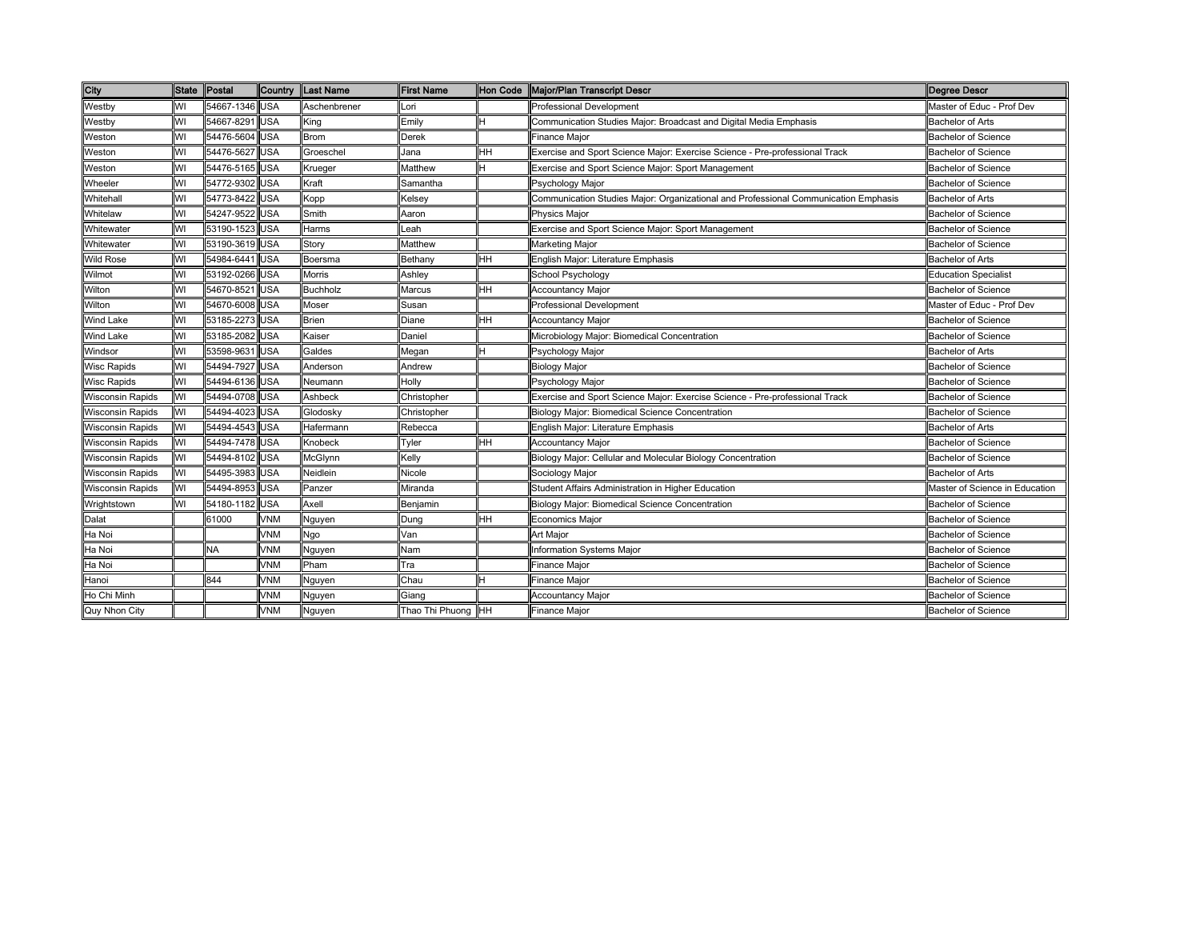| City | State | Postal | Country | Last Name | First Name | Hon Code | Major/Plan Transcript Descr | Degree Descr |
|---|---|---|---|---|---|---|---|---|
| Westby | WI | 54667-1346 | USA | Aschenbrener | Lori | | Professional Development | Master of Educ - Prof Dev |
| Westby | WI | 54667-8291 | USA | King | Emily | H | Communication Studies Major: Broadcast and Digital Media Emphasis | Bachelor of Arts |
| Weston | WI | 54476-5604 | USA | Brom | Derek | | Finance Major | Bachelor of Science |
| Weston | WI | 54476-5627 | USA | Groeschel | Jana | HH | Exercise and Sport Science Major: Exercise Science - Pre-professional Track | Bachelor of Science |
| Weston | WI | 54476-5165 | USA | Krueger | Matthew | H | Exercise and Sport Science Major: Sport Management | Bachelor of Science |
| Wheeler | WI | 54772-9302 | USA | Kraft | Samantha | | Psychology Major | Bachelor of Science |
| Whitehall | WI | 54773-8422 | USA | Kopp | Kelsey | | Communication Studies Major: Organizational and Professional Communication Emphasis | Bachelor of Arts |
| Whitelaw | WI | 54247-9522 | USA | Smith | Aaron | | Physics Major | Bachelor of Science |
| Whitewater | WI | 53190-1523 | USA | Harms | Leah | | Exercise and Sport Science Major: Sport Management | Bachelor of Science |
| Whitewater | WI | 53190-3619 | USA | Story | Matthew | | Marketing Major | Bachelor of Science |
| Wild Rose | WI | 54984-6441 | USA | Boersma | Bethany | HH | English Major: Literature Emphasis | Bachelor of Arts |
| Wilmot | WI | 53192-0266 | USA | Morris | Ashley | | School Psychology | Education Specialist |
| Wilton | WI | 54670-8521 | USA | Buchholz | Marcus | HH | Accountancy Major | Bachelor of Science |
| Wilton | WI | 54670-6008 | USA | Moser | Susan | | Professional Development | Master of Educ - Prof Dev |
| Wind Lake | WI | 53185-2273 | USA | Brien | Diane | HH | Accountancy Major | Bachelor of Science |
| Wind Lake | WI | 53185-2082 | USA | Kaiser | Daniel | | Microbiology Major: Biomedical Concentration | Bachelor of Science |
| Windsor | WI | 53598-9631 | USA | Galdes | Megan | H | Psychology Major | Bachelor of Arts |
| Wisc Rapids | WI | 54494-7927 | USA | Anderson | Andrew | | Biology Major | Bachelor of Science |
| Wisc Rapids | WI | 54494-6136 | USA | Neumann | Holly | | Psychology Major | Bachelor of Science |
| Wisconsin Rapids | WI | 54494-0708 | USA | Ashbeck | Christopher | | Exercise and Sport Science Major: Exercise Science - Pre-professional Track | Bachelor of Science |
| Wisconsin Rapids | WI | 54494-4023 | USA | Glodosky | Christopher | | Biology Major: Biomedical Science Concentration | Bachelor of Science |
| Wisconsin Rapids | WI | 54494-4543 | USA | Hafermann | Rebecca | | English Major: Literature Emphasis | Bachelor of Arts |
| Wisconsin Rapids | WI | 54494-7478 | USA | Knobeck | Tyler | HH | Accountancy Major | Bachelor of Science |
| Wisconsin Rapids | WI | 54494-8102 | USA | McGlynn | Kelly | | Biology Major: Cellular and Molecular Biology Concentration | Bachelor of Science |
| Wisconsin Rapids | WI | 54495-3983 | USA | Neidlein | Nicole | | Sociology Major | Bachelor of Arts |
| Wisconsin Rapids | WI | 54494-8953 | USA | Panzer | Miranda | | Student Affairs Administration in Higher Education | Master of Science in Education |
| Wrightstown | WI | 54180-1182 | USA | Axell | Benjamin | | Biology Major: Biomedical Science Concentration | Bachelor of Science |
| Dalat | | 61000 | VNM | Nguyen | Dung | HH | Economics Major | Bachelor of Science |
| Ha Noi | | | VNM | Ngo | Van | | Art Major | Bachelor of Science |
| Ha Noi | | NA | VNM | Nguyen | Nam | | Information Systems Major | Bachelor of Science |
| Ha Noi | | | VNM | Pham | Tra | | Finance Major | Bachelor of Science |
| Hanoi | | 844 | VNM | Nguyen | Chau | H | Finance Major | Bachelor of Science |
| Ho Chi Minh | | | VNM | Nguyen | Giang | | Accountancy Major | Bachelor of Science |
| Quy Nhon City | | | VNM | Nguyen | Thao Thi Phuong | HH | Finance Major | Bachelor of Science |